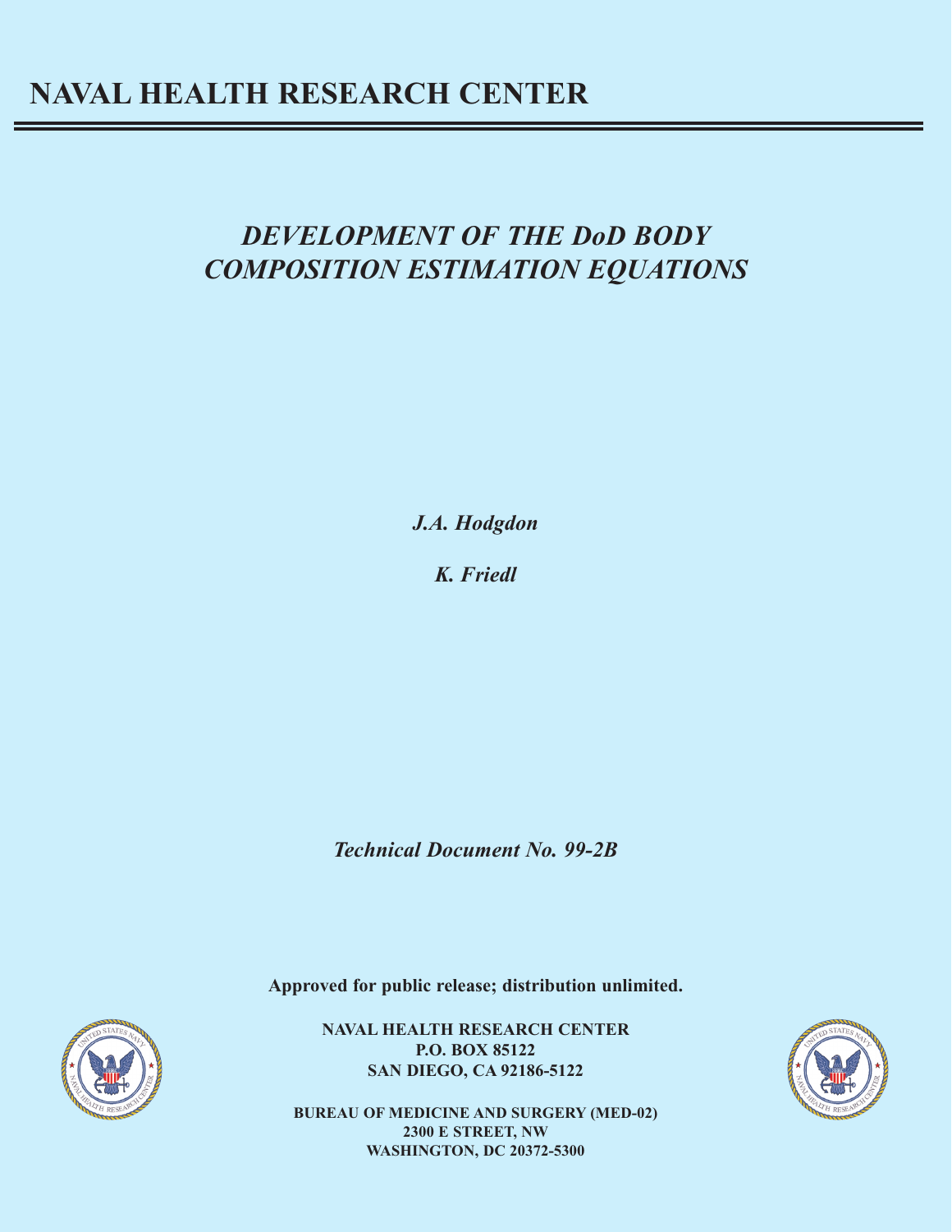# NAVAL HEALTH RESEARCH CENTER

## *DEVELOPMENT OF THE DoD BODY COMPOSITION ESTIMATION EQUATIONS*

*J.A. Hodgdon*

*K. Friedl*

*Technical Document No. 99-2B*

**Approved for public release; distribution unlimited.**

**NAVAL HEALTH RESEARCH CENTER**
**P.O. BOX 85122**
**SAN DIEGO, CA 92186-5122**

**BUREAU OF MEDICINE AND SURGERY (MED-02)**
**2300 E STREET, NW**
**WASHINGTON, DC 20372-5300**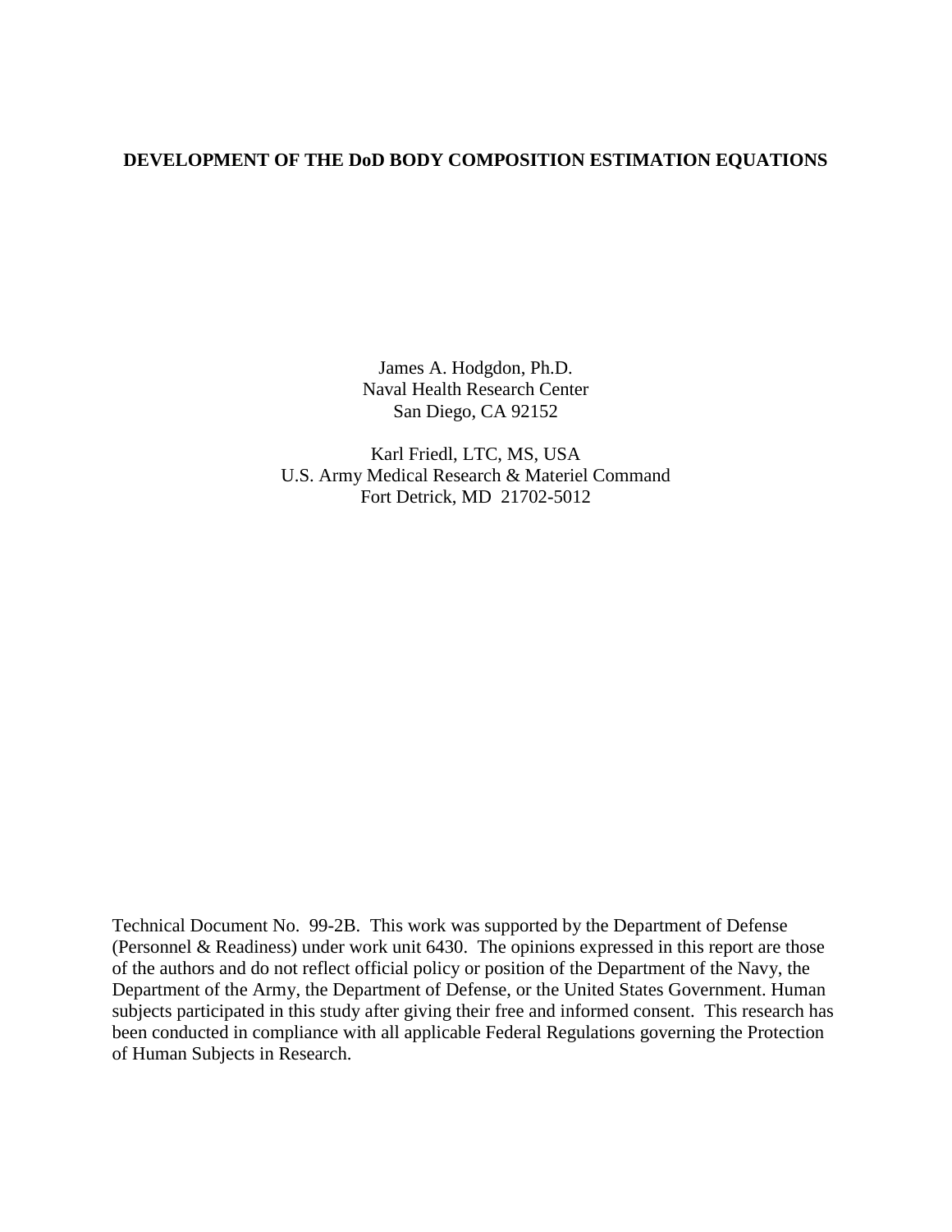# DEVELOPMENT OF THE DoD BODY COMPOSITION ESTIMATION EQUATIONS

James A. Hodgdon, Ph.D.
Naval Health Research Center
San Diego, CA 92152

Karl Friedl, LTC, MS, USA
U.S. Army Medical Research & Materiel Command
Fort Detrick, MD 21702-5012

Technical Document No. 99-2B. This work was supported by the Department of Defense (Personnel & Readiness) under work unit 6430. The opinions expressed in this report are those of the authors and do not reflect official policy or position of the Department of the Navy, the Department of the Army, the Department of Defense, or the United States Government. Human subjects participated in this study after giving their free and informed consent. This research has been conducted in compliance with all applicable Federal Regulations governing the Protection of Human Subjects in Research.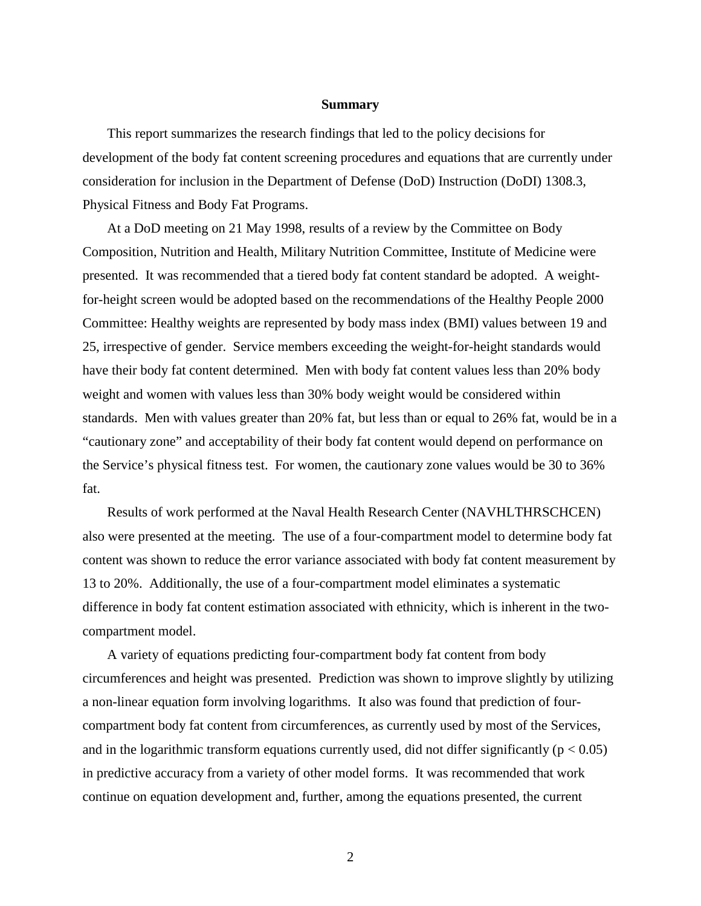## Summary

This report summarizes the research findings that led to the policy decisions for development of the body fat content screening procedures and equations that are currently under consideration for inclusion in the Department of Defense (DoD) Instruction (DoDI) 1308.3, Physical Fitness and Body Fat Programs.

At a DoD meeting on 21 May 1998, results of a review by the Committee on Body Composition, Nutrition and Health, Military Nutrition Committee, Institute of Medicine were presented. It was recommended that a tiered body fat content standard be adopted. A weight-for-height screen would be adopted based on the recommendations of the Healthy People 2000 Committee: Healthy weights are represented by body mass index (BMI) values between 19 and 25, irrespective of gender. Service members exceeding the weight-for-height standards would have their body fat content determined. Men with body fat content values less than 20% body weight and women with values less than 30% body weight would be considered within standards. Men with values greater than 20% fat, but less than or equal to 26% fat, would be in a "cautionary zone" and acceptability of their body fat content would depend on performance on the Service's physical fitness test. For women, the cautionary zone values would be 30 to 36% fat.

Results of work performed at the Naval Health Research Center (NAVHLTHRSCHCEN) also were presented at the meeting. The use of a four-compartment model to determine body fat content was shown to reduce the error variance associated with body fat content measurement by 13 to 20%. Additionally, the use of a four-compartment model eliminates a systematic difference in body fat content estimation associated with ethnicity, which is inherent in the two-compartment model.

A variety of equations predicting four-compartment body fat content from body circumferences and height was presented. Prediction was shown to improve slightly by utilizing a non-linear equation form involving logarithms. It also was found that prediction of four-compartment body fat content from circumferences, as currently used by most of the Services, and in the logarithmic transform equations currently used, did not differ significantly ($p < 0.05$) in predictive accuracy from a variety of other model forms. It was recommended that work continue on equation development and, further, among the equations presented, the current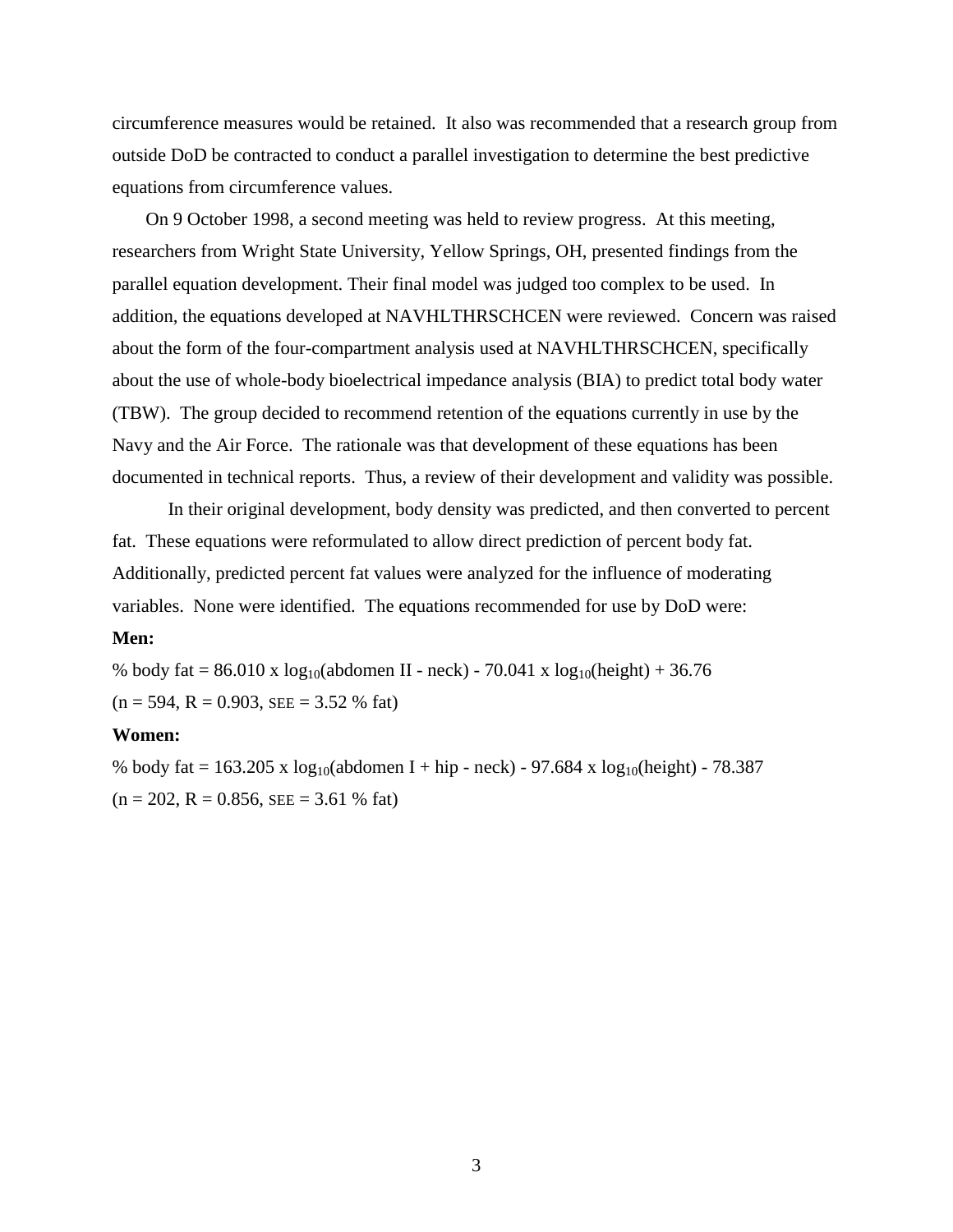circumference measures would be retained. It also was recommended that a research group from outside DoD be contracted to conduct a parallel investigation to determine the best predictive equations from circumference values.

On 9 October 1998, a second meeting was held to review progress. At this meeting, researchers from Wright State University, Yellow Springs, OH, presented findings from the parallel equation development. Their final model was judged too complex to be used. In addition, the equations developed at NAVHLTHRSCHCEN were reviewed. Concern was raised about the form of the four-compartment analysis used at NAVHLTHRSCHCEN, specifically about the use of whole-body bioelectrical impedance analysis (BIA) to predict total body water (TBW). The group decided to recommend retention of the equations currently in use by the Navy and the Air Force. The rationale was that development of these equations has been documented in technical reports. Thus, a review of their development and validity was possible.

In their original development, body density was predicted, and then converted to percent fat. These equations were reformulated to allow direct prediction of percent body fat. Additionally, predicted percent fat values were analyzed for the influence of moderating variables. None were identified. The equations recommended for use by DoD were:

**Men:**

$$\% \text{ body fat} = 86.010 \times \log_{10}(\text{abdomen II} - \text{neck}) - 70.041 \times \log_{10}(\text{height}) + 36.76$$

($n = 594$, $R = 0.903$, SEE = 3.52 % fat)

**Women:**

$$\% \text{ body fat} = 163.205 \times \log_{10}(\text{abdomen I} + \text{hip} - \text{neck}) - 97.684 \times \log_{10}(\text{height}) - 78.387$$

($n = 202$, $R = 0.856$, SEE = 3.61 % fat)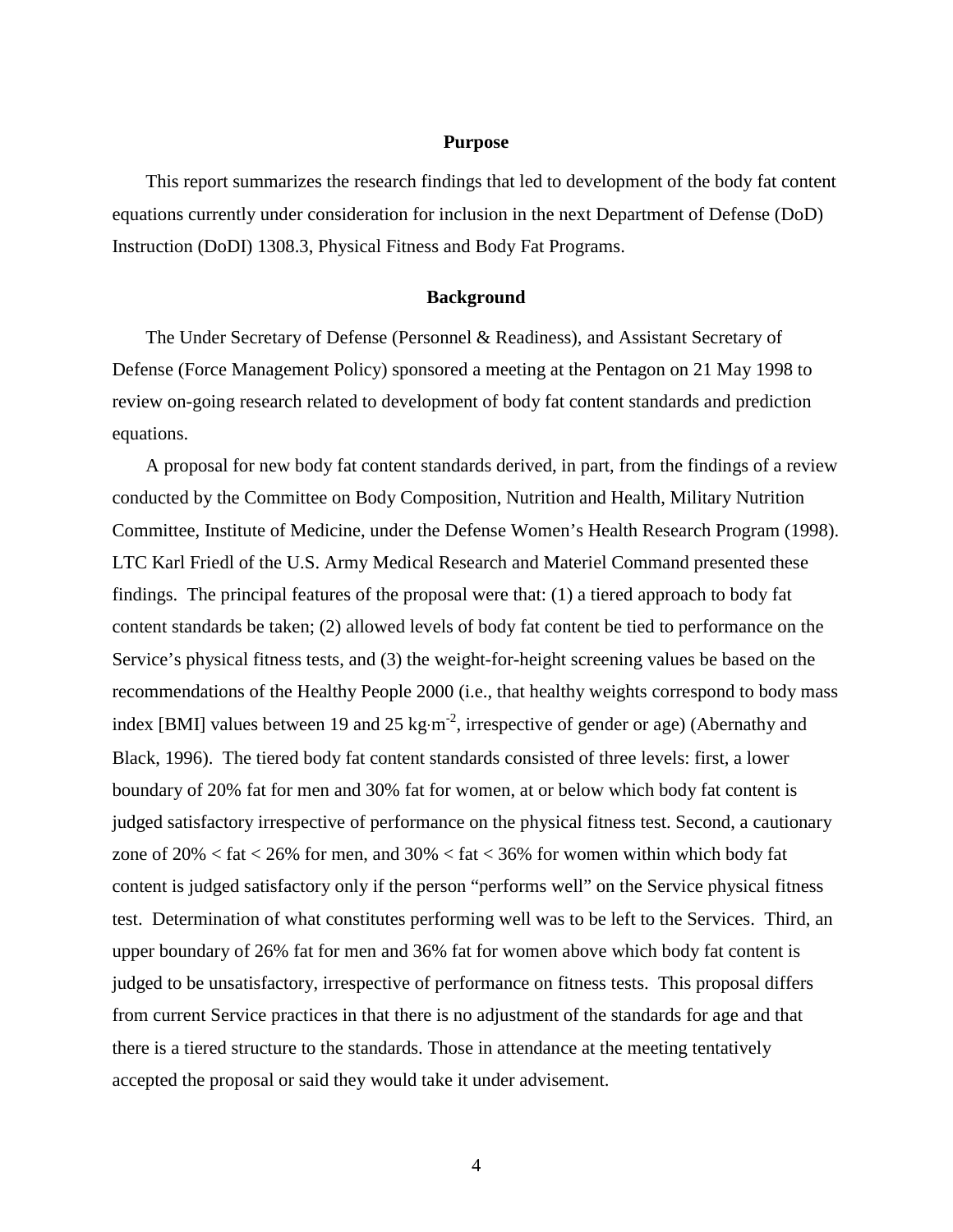## Purpose

This report summarizes the research findings that led to development of the body fat content equations currently under consideration for inclusion in the next Department of Defense (DoD) Instruction (DoDI) 1308.3, Physical Fitness and Body Fat Programs.

## Background

The Under Secretary of Defense (Personnel & Readiness), and Assistant Secretary of Defense (Force Management Policy) sponsored a meeting at the Pentagon on 21 May 1998 to review on-going research related to development of body fat content standards and prediction equations.

A proposal for new body fat content standards derived, in part, from the findings of a review conducted by the Committee on Body Composition, Nutrition and Health, Military Nutrition Committee, Institute of Medicine, under the Defense Women's Health Research Program (1998). LTC Karl Friedl of the U.S. Army Medical Research and Materiel Command presented these findings. The principal features of the proposal were that: (1) a tiered approach to body fat content standards be taken; (2) allowed levels of body fat content be tied to performance on the Service's physical fitness tests, and (3) the weight-for-height screening values be based on the recommendations of the Healthy People 2000 (i.e., that healthy weights correspond to body mass index [BMI] values between 19 and 25 $kg \cdot m^{-2}$, irrespective of gender or age) (Abernathy and Black, 1996). The tiered body fat content standards consisted of three levels: first, a lower boundary of 20% fat for men and 30% fat for women, at or below which body fat content is judged satisfactory irrespective of performance on the physical fitness test. Second, a cautionary zone of 20% < fat < 26% for men, and 30% < fat < 36% for women within which body fat content is judged satisfactory only if the person "performs well" on the Service physical fitness test. Determination of what constitutes performing well was to be left to the Services. Third, an upper boundary of 26% fat for men and 36% fat for women above which body fat content is judged to be unsatisfactory, irrespective of performance on fitness tests. This proposal differs from current Service practices in that there is no adjustment of the standards for age and that there is a tiered structure to the standards. Those in attendance at the meeting tentatively accepted the proposal or said they would take it under advisement.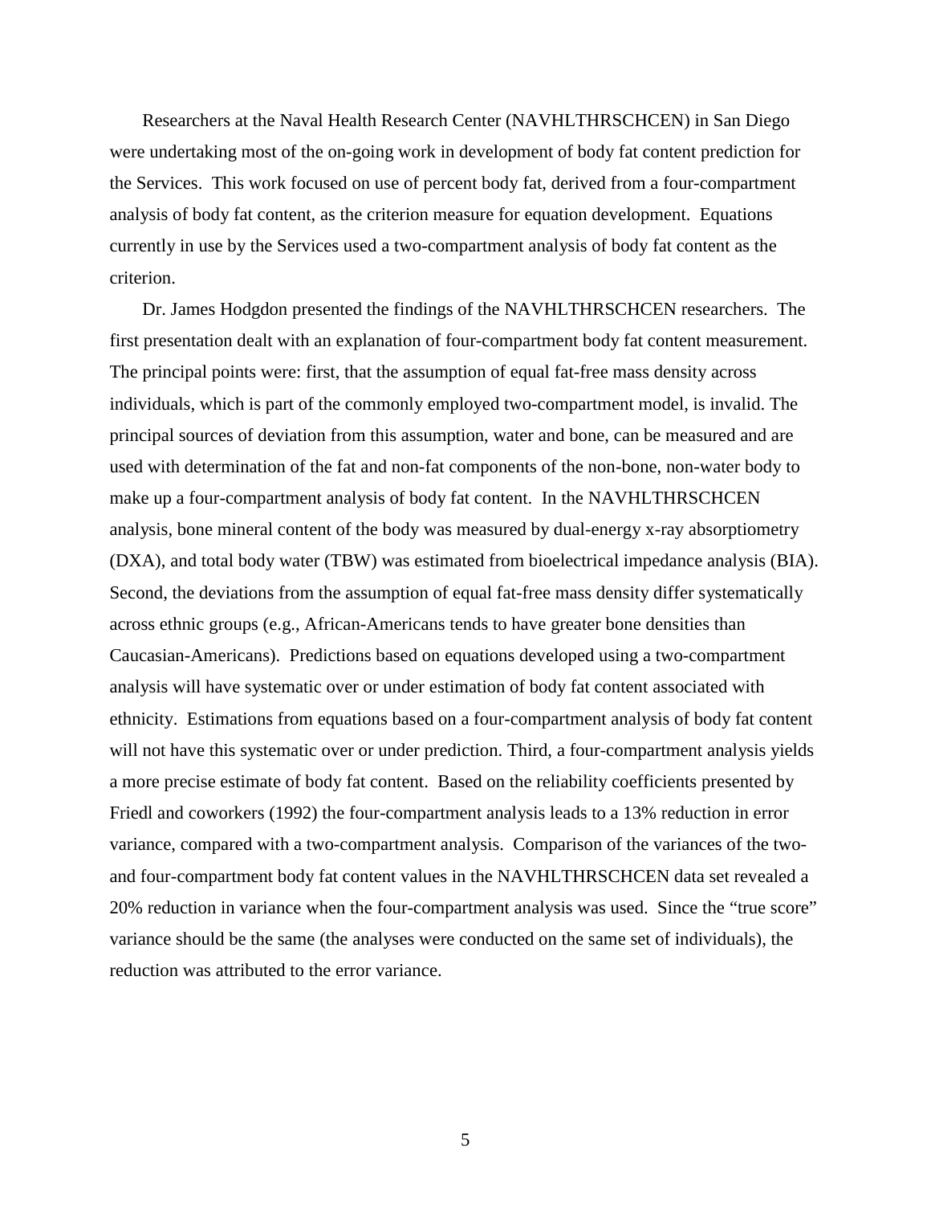Researchers at the Naval Health Research Center (NAVHLTHRSCHCEN) in San Diego were undertaking most of the on-going work in development of body fat content prediction for the Services. This work focused on use of percent body fat, derived from a four-compartment analysis of body fat content, as the criterion measure for equation development. Equations currently in use by the Services used a two-compartment analysis of body fat content as the criterion.

Dr. James Hodgdon presented the findings of the NAVHLTHRSCHCEN researchers. The first presentation dealt with an explanation of four-compartment body fat content measurement. The principal points were: first, that the assumption of equal fat-free mass density across individuals, which is part of the commonly employed two-compartment model, is invalid. The principal sources of deviation from this assumption, water and bone, can be measured and are used with determination of the fat and non-fat components of the non-bone, non-water body to make up a four-compartment analysis of body fat content. In the NAVHLTHRSCHCEN analysis, bone mineral content of the body was measured by dual-energy x-ray absorptiometry (DXA), and total body water (TBW) was estimated from bioelectrical impedance analysis (BIA). Second, the deviations from the assumption of equal fat-free mass density differ systematically across ethnic groups (e.g., African-Americans tends to have greater bone densities than Caucasian-Americans). Predictions based on equations developed using a two-compartment analysis will have systematic over or under estimation of body fat content associated with ethnicity. Estimations from equations based on a four-compartment analysis of body fat content will not have this systematic over or under prediction. Third, a four-compartment analysis yields a more precise estimate of body fat content. Based on the reliability coefficients presented by Friedl and coworkers (1992) the four-compartment analysis leads to a 13% reduction in error variance, compared with a two-compartment analysis. Comparison of the variances of the two- and four-compartment body fat content values in the NAVHLTHRSCHCEN data set revealed a 20% reduction in variance when the four-compartment analysis was used. Since the "true score" variance should be the same (the analyses were conducted on the same set of individuals), the reduction was attributed to the error variance.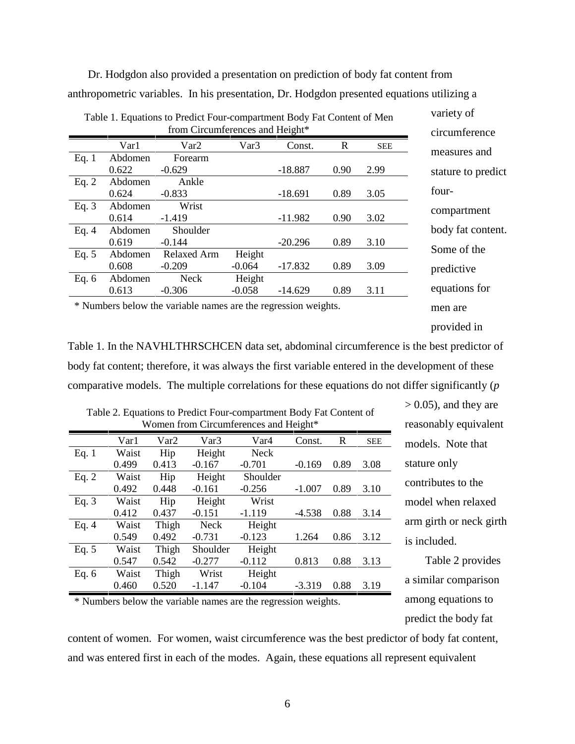Dr. Hodgdon also provided a presentation on prediction of body fat content from anthropometric variables. In his presentation, Dr. Hodgdon presented equations utilizing a variety of circumference measures and stature to predict four-compartment body fat content. Some of the predictive equations for men are provided in Table 1. In the NAVHLTHRSCHCEN data set, abdominal circumference is the best predictor of body fat content; therefore, it was always the first variable entered in the development of these comparative models. The multiple correlations for these equations do not differ significantly ($p > 0.05$), and they are reasonably equivalent models. Note that stature only contributes to the model when relaxed arm girth or neck girth is included.

Table 1. Equations to Predict Four-compartment Body Fat Content of Men from Circumferences and Height*

| | Var1 | Var2 | Var3 | Const. | R | SEE |
|---|---|---|---|---|---|---|
| Eq. 1 | Abdomen<br>0.622 | Forearm<br>-0.629 | | -18.887 | 0.90 | 2.99 |
| Eq. 2 | Abdomen<br>0.624 | Ankle<br>-0.833 | | -18.691 | 0.89 | 3.05 |
| Eq. 3 | Abdomen<br>0.614 | Wrist<br>-1.419 | | -11.982 | 0.90 | 3.02 |
| Eq. 4 | Abdomen<br>0.619 | Shoulder<br>-0.144 | | -20.296 | 0.89 | 3.10 |
| Eq. 5 | Abdomen<br>0.608 | Relaxed Arm<br>-0.209 | Height<br>-0.064 | -17.832 | 0.89 | 3.09 |
| Eq. 6 | Abdomen<br>0.613 | Neck<br>-0.306 | Height<br>-0.058 | -14.629 | 0.89 | 3.11 |

\* Numbers below the variable names are the regression weights.

Table 2 provides a similar comparison among equations to predict the body fat content of women. For women, waist circumference was the best predictor of body fat content, and was entered first in each of the modes. Again, these equations all represent equivalent

Table 2. Equations to Predict Four-compartment Body Fat Content of Women from Circumferences and Height*

| | Var1 | Var2 | Var3 | Var4 | Const. | R | SEE |
|---|---|---|---|---|---|---|---|
| Eq. 1 | Waist<br>0.499 | Hip<br>0.413 | Height<br>-0.167 | Neck<br>-0.701 | -0.169 | 0.89 | 3.08 |
| Eq. 2 | Waist<br>0.492 | Hip<br>0.448 | Height<br>-0.161 | Shoulder<br>-0.256 | -1.007 | 0.89 | 3.10 |
| Eq. 3 | Waist<br>0.412 | Hip<br>0.437 | Height<br>-0.151 | Wrist<br>-1.119 | -4.538 | 0.88 | 3.14 |
| Eq. 4 | Waist<br>0.549 | Thigh<br>0.492 | Neck<br>-0.731 | Height<br>-0.123 | 1.264 | 0.86 | 3.12 |
| Eq. 5 | Waist<br>0.547 | Thigh<br>0.542 | Shoulder<br>-0.277 | Height<br>-0.112 | 0.813 | 0.88 | 3.13 |
| Eq. 6 | Waist<br>0.460 | Thigh<br>0.520 | Wrist<br>-1.147 | Height<br>-0.104 | -3.319 | 0.88 | 3.19 |

\* Numbers below the variable names are the regression weights.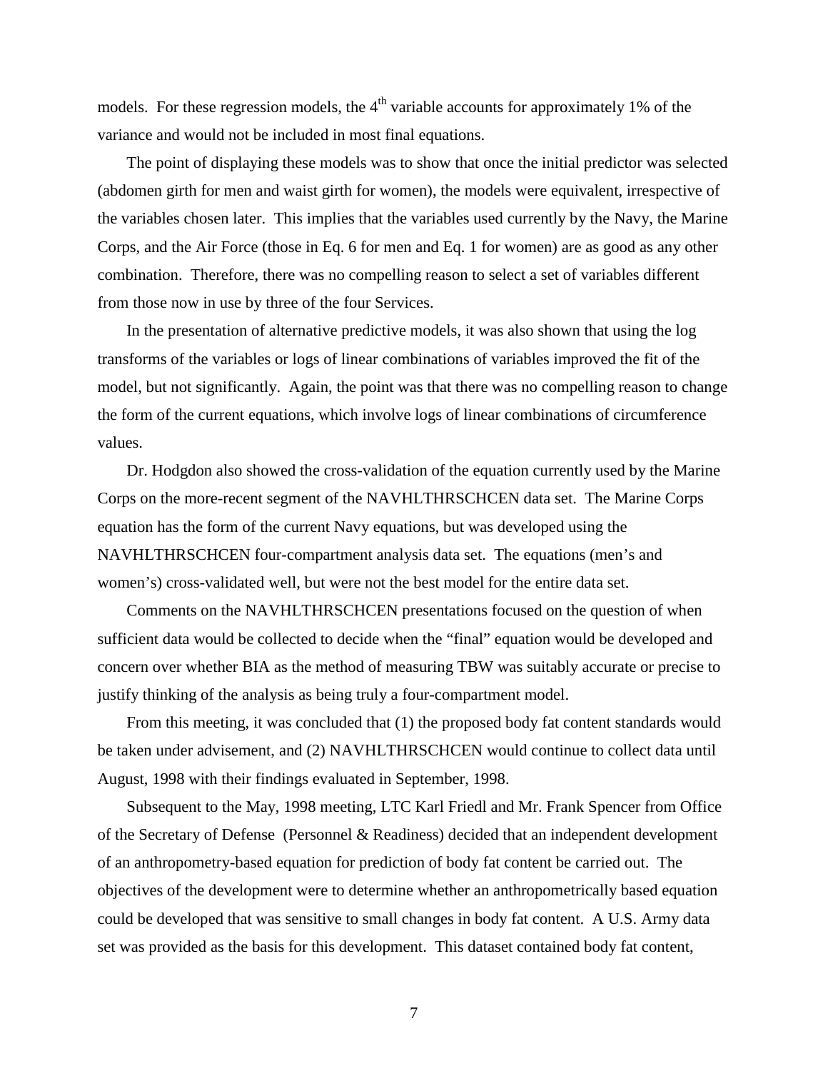models. For these regression models, the $4^{th}$ variable accounts for approximately 1% of the variance and would not be included in most final equations.

The point of displaying these models was to show that once the initial predictor was selected (abdomen girth for men and waist girth for women), the models were equivalent, irrespective of the variables chosen later. This implies that the variables used currently by the Navy, the Marine Corps, and the Air Force (those in Eq. 6 for men and Eq. 1 for women) are as good as any other combination. Therefore, there was no compelling reason to select a set of variables different from those now in use by three of the four Services.

In the presentation of alternative predictive models, it was also shown that using the log transforms of the variables or logs of linear combinations of variables improved the fit of the model, but not significantly. Again, the point was that there was no compelling reason to change the form of the current equations, which involve logs of linear combinations of circumference values.

Dr. Hodgdon also showed the cross-validation of the equation currently used by the Marine Corps on the more-recent segment of the NAVHLTHRSCHCEN data set. The Marine Corps equation has the form of the current Navy equations, but was developed using the NAVHLTHRSCHCEN four-compartment analysis data set. The equations (men's and women's) cross-validated well, but were not the best model for the entire data set.

Comments on the NAVHLTHRSCHCEN presentations focused on the question of when sufficient data would be collected to decide when the "final" equation would be developed and concern over whether BIA as the method of measuring TBW was suitably accurate or precise to justify thinking of the analysis as being truly a four-compartment model.

From this meeting, it was concluded that (1) the proposed body fat content standards would be taken under advisement, and (2) NAVHLTHRSCHCEN would continue to collect data until August, 1998 with their findings evaluated in September, 1998.

Subsequent to the May, 1998 meeting, LTC Karl Friedl and Mr. Frank Spencer from Office of the Secretary of Defense (Personnel & Readiness) decided that an independent development of an anthropometry-based equation for prediction of body fat content be carried out. The objectives of the development were to determine whether an anthropometrically based equation could be developed that was sensitive to small changes in body fat content. A U.S. Army data set was provided as the basis for this development. This dataset contained body fat content,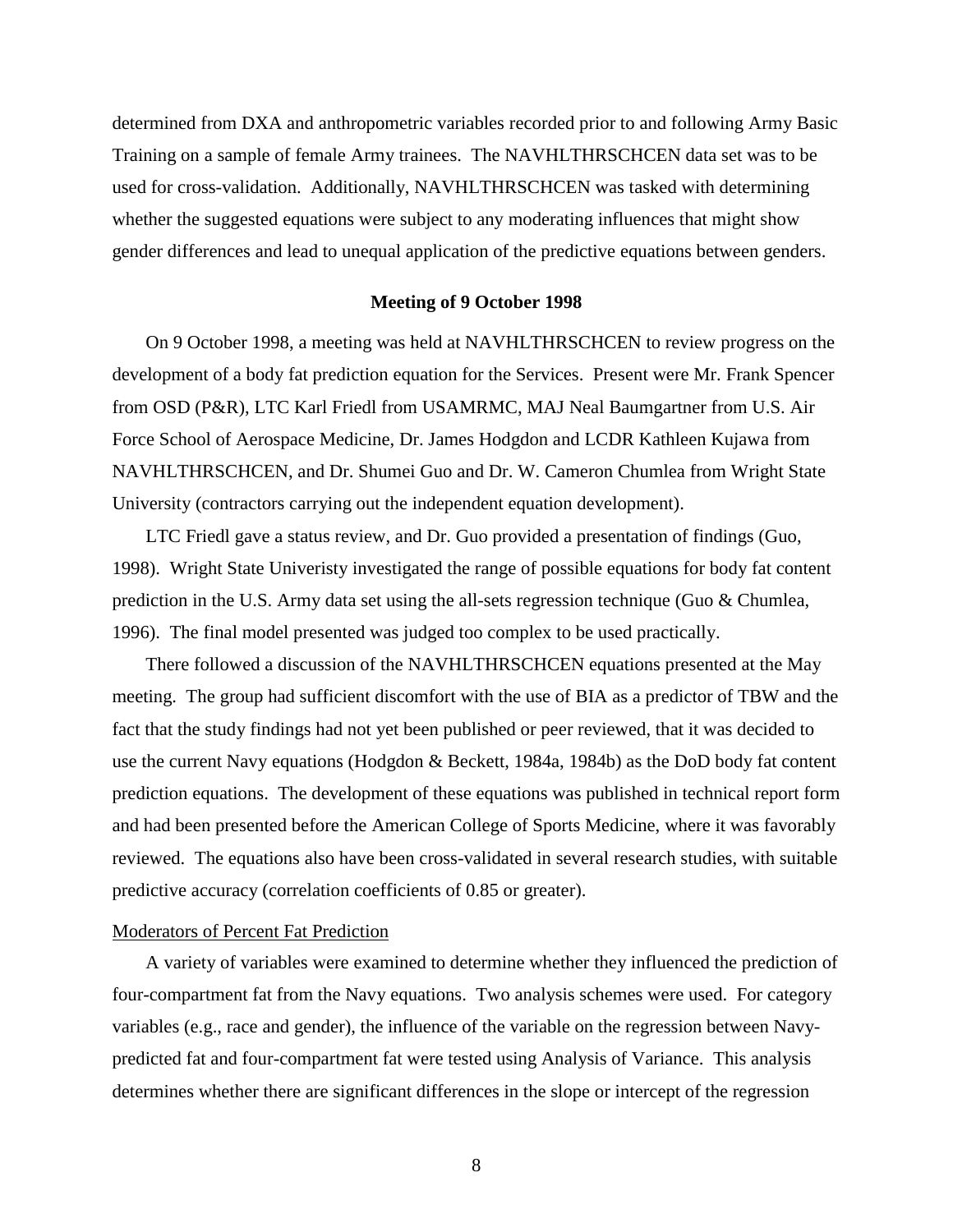determined from DXA and anthropometric variables recorded prior to and following Army Basic Training on a sample of female Army trainees. The NAVHLTHRSCHCEN data set was to be used for cross-validation. Additionally, NAVHLTHRSCHCEN was tasked with determining whether the suggested equations were subject to any moderating influences that might show gender differences and lead to unequal application of the predictive equations between genders.

## Meeting of 9 October 1998

On 9 October 1998, a meeting was held at NAVHLTHRSCHCEN to review progress on the development of a body fat prediction equation for the Services. Present were Mr. Frank Spencer from OSD (P&R), LTC Karl Friedl from USAMRMC, MAJ Neal Baumgartner from U.S. Air Force School of Aerospace Medicine, Dr. James Hodgdon and LCDR Kathleen Kujawa from NAVHLTHRSCHCEN, and Dr. Shumei Guo and Dr. W. Cameron Chumlea from Wright State University (contractors carrying out the independent equation development).

LTC Friedl gave a status review, and Dr. Guo provided a presentation of findings (Guo, 1998). Wright State Univeristy investigated the range of possible equations for body fat content prediction in the U.S. Army data set using the all-sets regression technique (Guo & Chumlea, 1996). The final model presented was judged too complex to be used practically.

There followed a discussion of the NAVHLTHRSCHCEN equations presented at the May meeting. The group had sufficient discomfort with the use of BIA as a predictor of TBW and the fact that the study findings had not yet been published or peer reviewed, that it was decided to use the current Navy equations (Hodgdon & Beckett, 1984a, 1984b) as the DoD body fat content prediction equations. The development of these equations was published in technical report form and had been presented before the American College of Sports Medicine, where it was favorably reviewed. The equations also have been cross-validated in several research studies, with suitable predictive accuracy (correlation coefficients of 0.85 or greater).

### Moderators of Percent Fat Prediction

A variety of variables were examined to determine whether they influenced the prediction of four-compartment fat from the Navy equations. Two analysis schemes were used. For category variables (e.g., race and gender), the influence of the variable on the regression between Navy-predicted fat and four-compartment fat were tested using Analysis of Variance. This analysis determines whether there are significant differences in the slope or intercept of the regression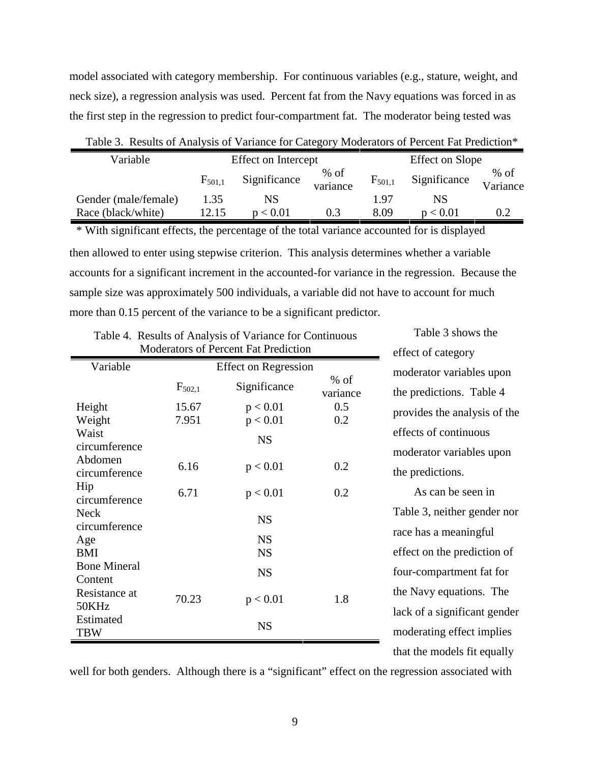model associated with category membership. For continuous variables (e.g., stature, weight, and neck size), a regression analysis was used. Percent fat from the Navy equations was forced in as the first step in the regression to predict four-compartment fat. The moderator being tested was then allowed to enter using stepwise criterion. This analysis determines whether a variable accounts for a significant increment in the accounted-for variance in the regression. Because the sample size was approximately 500 individuals, a variable did not have to account for much more than 0.15 percent of the variance to be a significant predictor.

Table 3. Results of Analysis of Variance for Category Moderators of Percent Fat Prediction*

| Variable | Effect on Intercept | | | Effect on Slope | | |
|---|---|---|---|---|---|---|
| | $F_{501,1}$ | Significance | % of variance | $F_{501,1}$ | Significance | % of Variance |
| Gender (male/female) | 1.35 | NS | | 1.97 | NS | |
| Race (black/white) | 12.15 | $p < 0.01$ | 0.3 | 8.09 | $p < 0.01$ | 0.2 |

\* With significant effects, the percentage of the total variance accounted for is displayed

Table 4. Results of Analysis of Variance for Continuous Moderators of Percent Fat Prediction

| Variable | Effect on Regression | | |
|---|---|---|---|
| | $F_{502,1}$ | Significance | % of variance |
| Height | 15.67 | $p < 0.01$ | 0.5 |
| Weight | 7.951 | $p < 0.01$ | 0.2 |
| Waist circumference | | NS | |
| Abdomen circumference | 6.16 | $p < 0.01$ | 0.2 |
| Hip circumference | 6.71 | $p < 0.01$ | 0.2 |
| Neck circumference | | NS | |
| Age | | NS | |
| BMI | | NS | |
| Bone Mineral Content | | NS | |
| Resistance at 50KHz | 70.23 | $p < 0.01$ | 1.8 |
| Estimated TBW | | NS | |

Table 3 shows the effect of category moderator variables upon the predictions. Table 4 provides the analysis of the effects of continuous moderator variables upon the predictions.

As can be seen in Table 3, neither gender nor race has a meaningful effect on the prediction of four-compartment fat for the Navy equations. The lack of a significant gender moderating effect implies that the models fit equally well for both genders. Although there is a "significant" effect on the regression associated with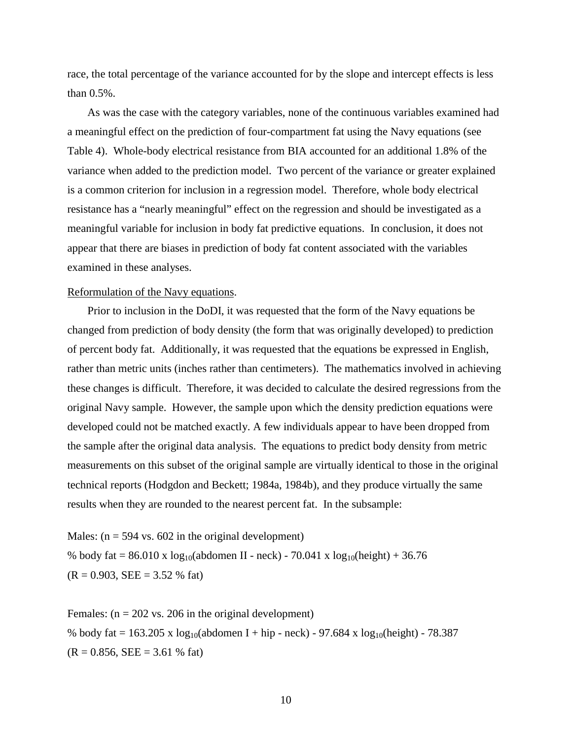race, the total percentage of the variance accounted for by the slope and intercept effects is less than 0.5%.

As was the case with the category variables, none of the continuous variables examined had a meaningful effect on the prediction of four-compartment fat using the Navy equations (see Table 4). Whole-body electrical resistance from BIA accounted for an additional 1.8% of the variance when added to the prediction model. Two percent of the variance or greater explained is a common criterion for inclusion in a regression model. Therefore, whole body electrical resistance has a "nearly meaningful" effect on the regression and should be investigated as a meaningful variable for inclusion in body fat predictive equations. In conclusion, it does not appear that there are biases in prediction of body fat content associated with the variables examined in these analyses.

Reformulation of the Navy equations.

Prior to inclusion in the DoDI, it was requested that the form of the Navy equations be changed from prediction of body density (the form that was originally developed) to prediction of percent body fat. Additionally, it was requested that the equations be expressed in English, rather than metric units (inches rather than centimeters). The mathematics involved in achieving these changes is difficult. Therefore, it was decided to calculate the desired regressions from the original Navy sample. However, the sample upon which the density prediction equations were developed could not be matched exactly. A few individuals appear to have been dropped from the sample after the original data analysis. The equations to predict body density from metric measurements on this subset of the original sample are virtually identical to those in the original technical reports (Hodgdon and Beckett; 1984a, 1984b), and they produce virtually the same results when they are rounded to the nearest percent fat. In the subsample:

Males: ($n = 594$ vs. 602 in the original development)

$$\% \text{ body fat} = 86.010 \times \log_{10}(\text{abdomen II} - \text{neck}) - 70.041 \times \log_{10}(\text{height}) + 36.76$$

($R = 0.903$, SEE = 3.52 % fat)

Females: ($n = 202$ vs. 206 in the original development)

$$\% \text{ body fat} = 163.205 \times \log_{10}(\text{abdomen I} + \text{hip} - \text{neck}) - 97.684 \times \log_{10}(\text{height}) - 78.387$$

($R = 0.856$, SEE = 3.61 % fat)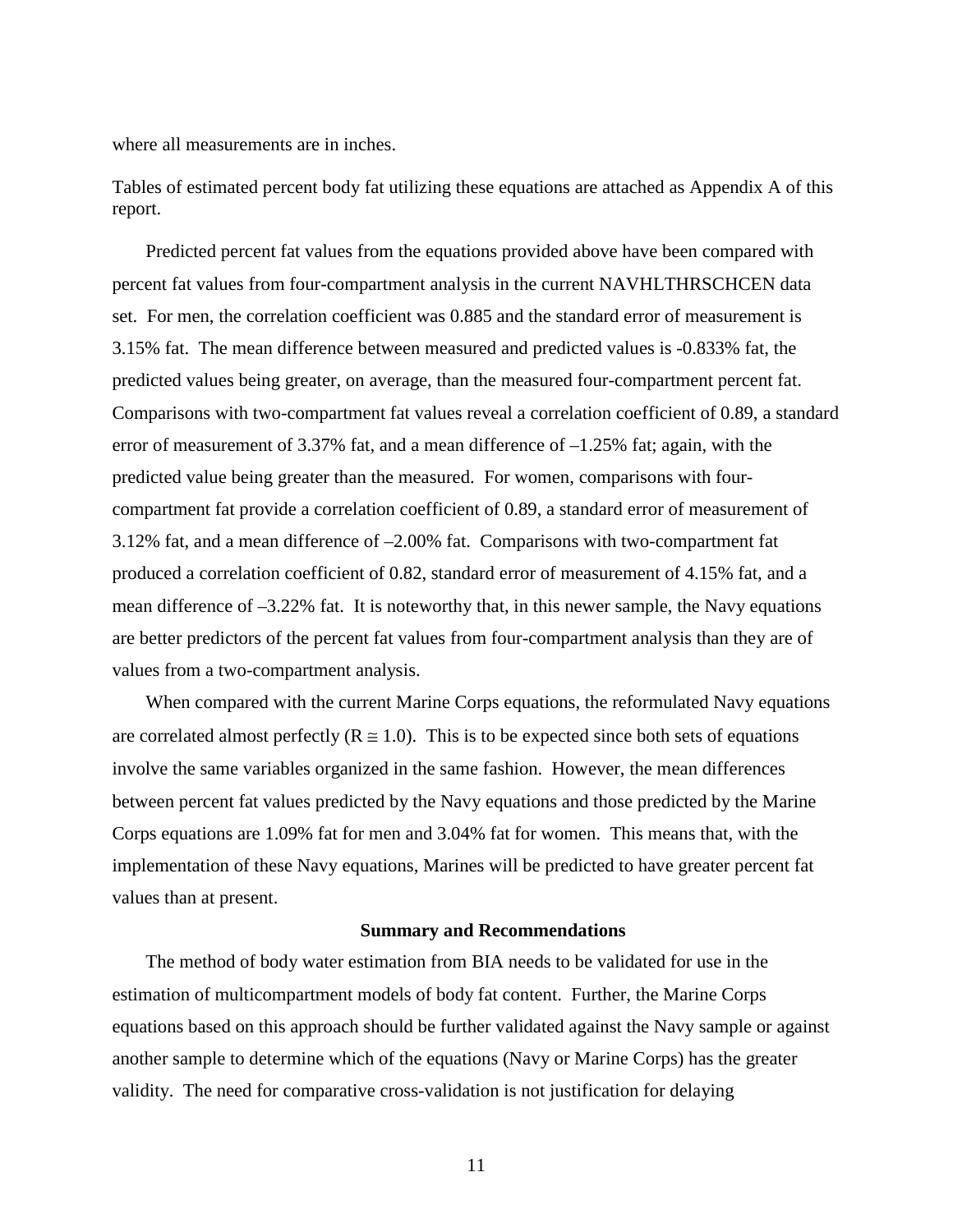where all measurements are in inches.

Tables of estimated percent body fat utilizing these equations are attached as Appendix A of this report.

Predicted percent fat values from the equations provided above have been compared with percent fat values from four-compartment analysis in the current NAVHLTHRSCHCEN data set. For men, the correlation coefficient was 0.885 and the standard error of measurement is 3.15% fat. The mean difference between measured and predicted values is -0.833% fat, the predicted values being greater, on average, than the measured four-compartment percent fat. Comparisons with two-compartment fat values reveal a correlation coefficient of 0.89, a standard error of measurement of 3.37% fat, and a mean difference of –1.25% fat; again, with the predicted value being greater than the measured. For women, comparisons with four-compartment fat provide a correlation coefficient of 0.89, a standard error of measurement of 3.12% fat, and a mean difference of –2.00% fat. Comparisons with two-compartment fat produced a correlation coefficient of 0.82, standard error of measurement of 4.15% fat, and a mean difference of –3.22% fat. It is noteworthy that, in this newer sample, the Navy equations are better predictors of the percent fat values from four-compartment analysis than they are of values from a two-compartment analysis.

When compared with the current Marine Corps equations, the reformulated Navy equations are correlated almost perfectly ($R \cong 1.0$). This is to be expected since both sets of equations involve the same variables organized in the same fashion. However, the mean differences between percent fat values predicted by the Navy equations and those predicted by the Marine Corps equations are 1.09% fat for men and 3.04% fat for women. This means that, with the implementation of these Navy equations, Marines will be predicted to have greater percent fat values than at present.

## Summary and Recommendations

The method of body water estimation from BIA needs to be validated for use in the estimation of multicompartment models of body fat content. Further, the Marine Corps equations based on this approach should be further validated against the Navy sample or against another sample to determine which of the equations (Navy or Marine Corps) has the greater validity. The need for comparative cross-validation is not justification for delaying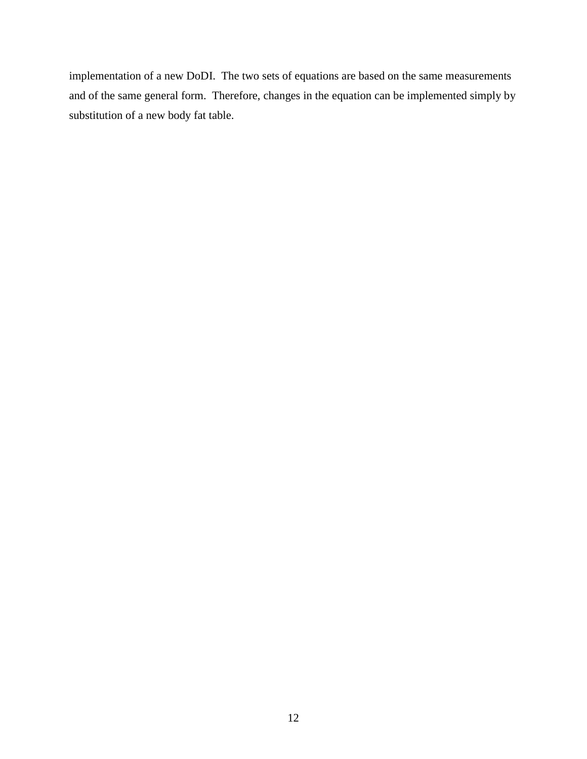implementation of a new DoDI. The two sets of equations are based on the same measurements and of the same general form. Therefore, changes in the equation can be implemented simply by substitution of a new body fat table.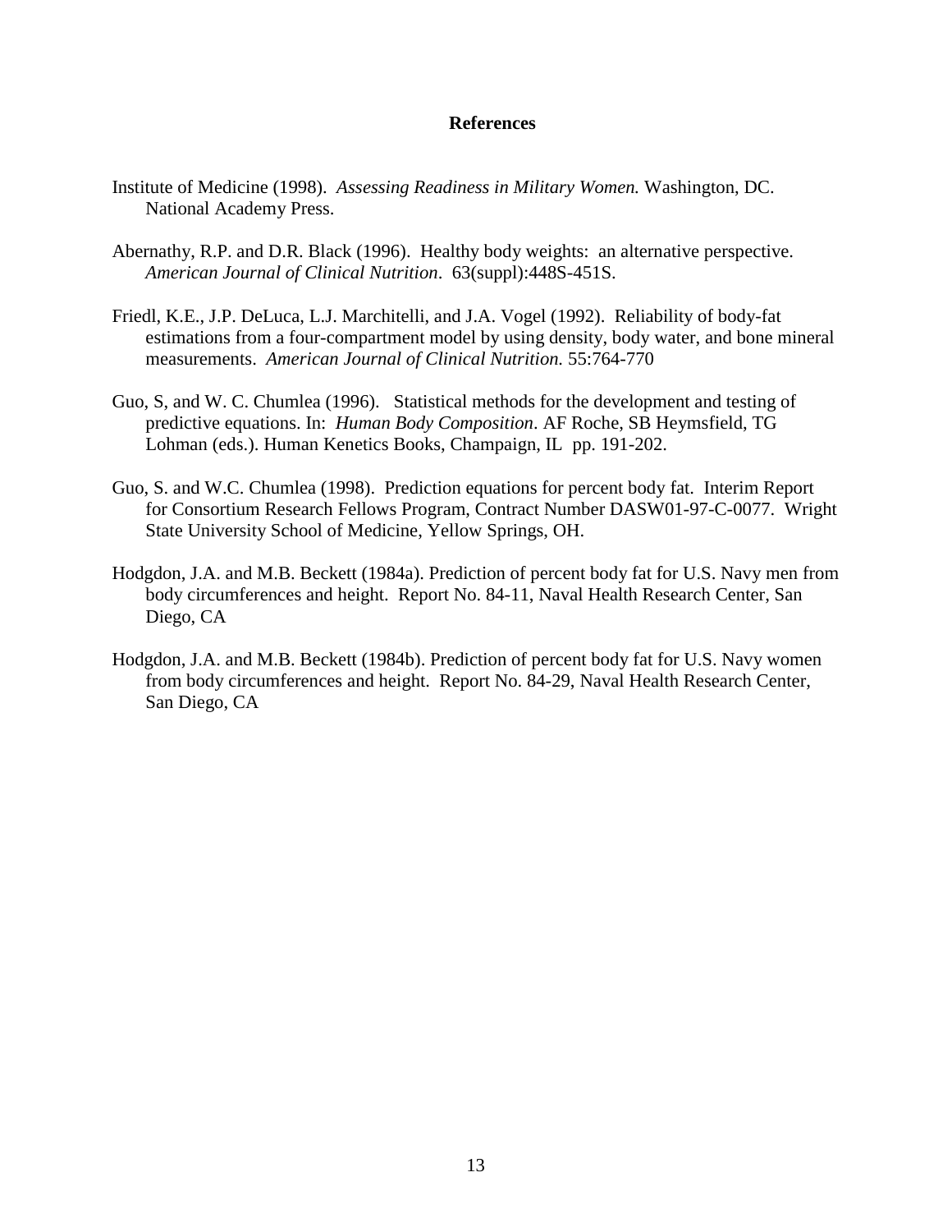# References

Institute of Medicine (1998). *Assessing Readiness in Military Women.* Washington, DC. National Academy Press.

Abernathy, R.P. and D.R. Black (1996). Healthy body weights: an alternative perspective. *American Journal of Clinical Nutrition*. 63(suppl):448S-451S.

Friedl, K.E., J.P. DeLuca, L.J. Marchitelli, and J.A. Vogel (1992). Reliability of body-fat estimations from a four-compartment model by using density, body water, and bone mineral measurements. *American Journal of Clinical Nutrition.* 55:764-770

Guo, S, and W. C. Chumlea (1996). Statistical methods for the development and testing of predictive equations. In: *Human Body Composition*. AF Roche, SB Heymsfield, TG Lohman (eds.). Human Kenetics Books, Champaign, IL pp. 191-202.

Guo, S. and W.C. Chumlea (1998). Prediction equations for percent body fat. Interim Report for Consortium Research Fellows Program, Contract Number DASW01-97-C-0077. Wright State University School of Medicine, Yellow Springs, OH.

Hodgdon, J.A. and M.B. Beckett (1984a). Prediction of percent body fat for U.S. Navy men from body circumferences and height. Report No. 84-11, Naval Health Research Center, San Diego, CA

Hodgdon, J.A. and M.B. Beckett (1984b). Prediction of percent body fat for U.S. Navy women from body circumferences and height. Report No. 84-29, Naval Health Research Center, San Diego, CA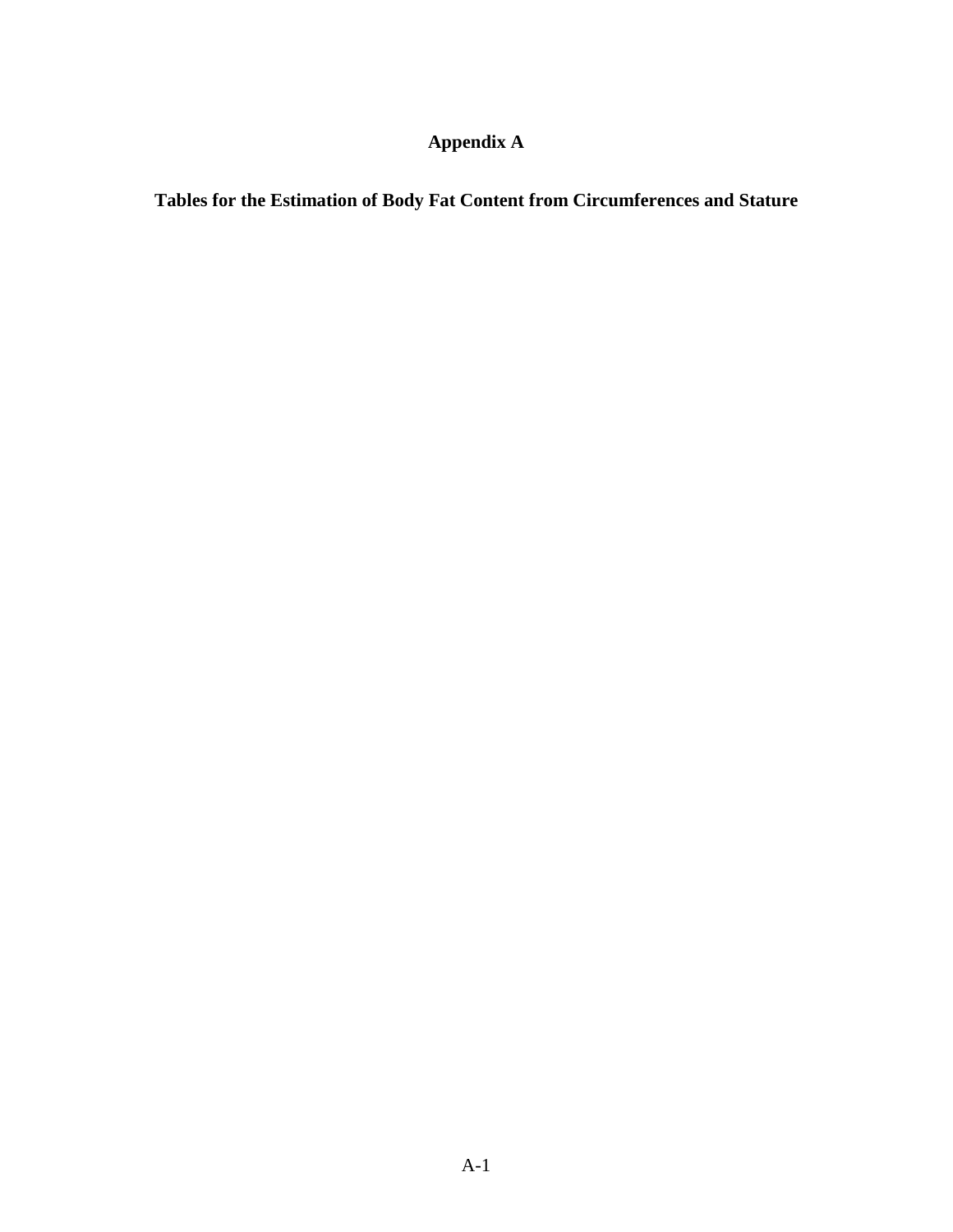# Appendix A

## Tables for the Estimation of Body Fat Content from Circumferences and Stature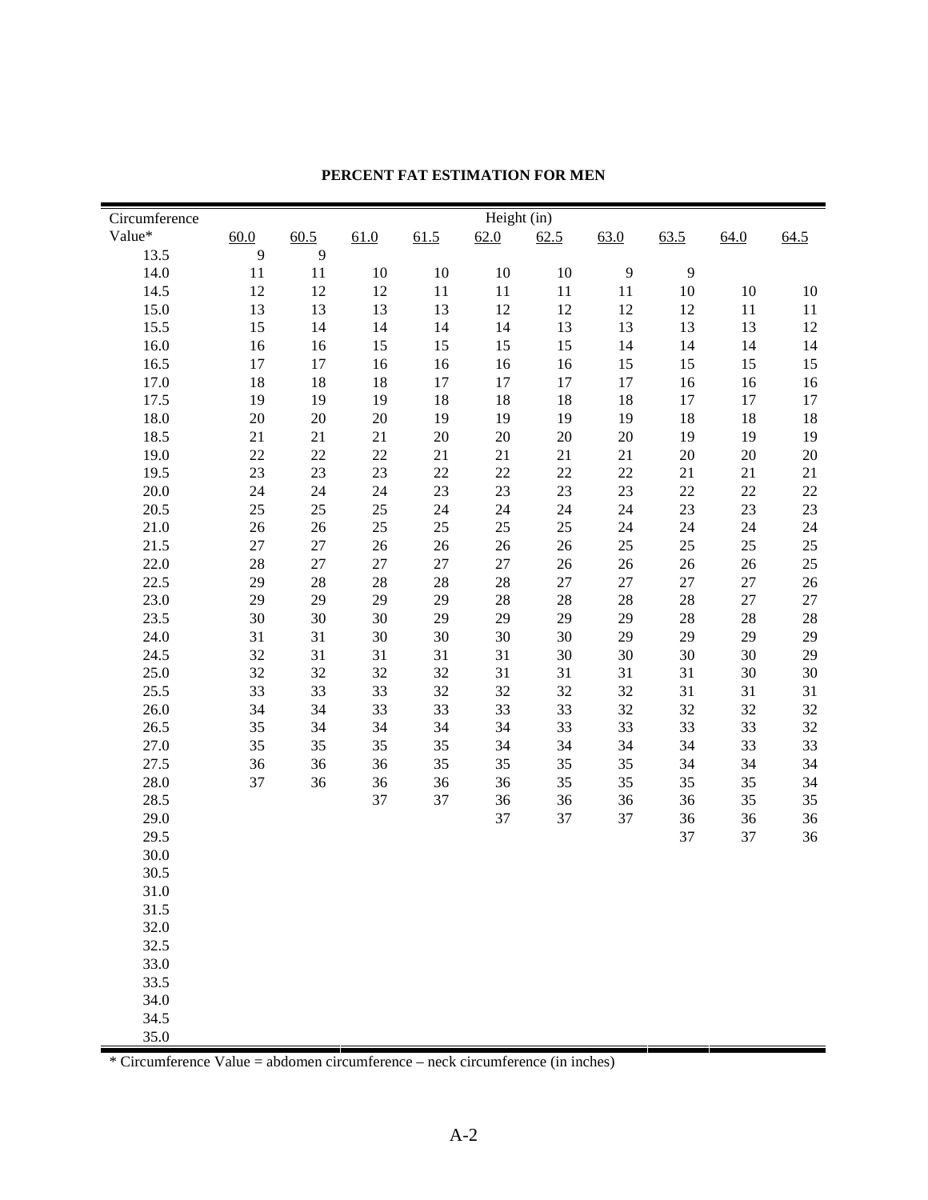**PERCENT FAT ESTIMATION FOR MEN**

| Circumference Value* | Height (in) | | | | | | | | | |
|---|---|---|---|---|---|---|---|---|---|---|
| | 60.0 | 60.5 | 61.0 | 61.5 | 62.0 | 62.5 | 63.0 | 63.5 | 64.0 | 64.5 |
| 13.5 | 9 | 9 | | | | | | | | |
| 14.0 | 11 | 11 | 10 | 10 | 10 | 10 | 9 | 9 | | |
| 14.5 | 12 | 12 | 12 | 11 | 11 | 11 | 11 | 10 | 10 | 10 |
| 15.0 | 13 | 13 | 13 | 13 | 12 | 12 | 12 | 12 | 11 | 11 |
| 15.5 | 15 | 14 | 14 | 14 | 14 | 13 | 13 | 13 | 13 | 12 |
| 16.0 | 16 | 16 | 15 | 15 | 15 | 15 | 14 | 14 | 14 | 14 |
| 16.5 | 17 | 17 | 16 | 16 | 16 | 16 | 15 | 15 | 15 | 15 |
| 17.0 | 18 | 18 | 18 | 17 | 17 | 17 | 17 | 16 | 16 | 16 |
| 17.5 | 19 | 19 | 19 | 18 | 18 | 18 | 18 | 17 | 17 | 17 |
| 18.0 | 20 | 20 | 20 | 19 | 19 | 19 | 19 | 18 | 18 | 18 |
| 18.5 | 21 | 21 | 21 | 20 | 20 | 20 | 20 | 19 | 19 | 19 |
| 19.0 | 22 | 22 | 22 | 21 | 21 | 21 | 21 | 20 | 20 | 20 |
| 19.5 | 23 | 23 | 23 | 22 | 22 | 22 | 22 | 21 | 21 | 21 |
| 20.0 | 24 | 24 | 24 | 23 | 23 | 23 | 23 | 22 | 22 | 22 |
| 20.5 | 25 | 25 | 25 | 24 | 24 | 24 | 24 | 23 | 23 | 23 |
| 21.0 | 26 | 26 | 25 | 25 | 25 | 25 | 24 | 24 | 24 | 24 |
| 21.5 | 27 | 27 | 26 | 26 | 26 | 26 | 25 | 25 | 25 | 25 |
| 22.0 | 28 | 27 | 27 | 27 | 27 | 26 | 26 | 26 | 26 | 25 |
| 22.5 | 29 | 28 | 28 | 28 | 28 | 27 | 27 | 27 | 27 | 26 |
| 23.0 | 29 | 29 | 29 | 29 | 28 | 28 | 28 | 28 | 27 | 27 |
| 23.5 | 30 | 30 | 30 | 29 | 29 | 29 | 29 | 28 | 28 | 28 |
| 24.0 | 31 | 31 | 30 | 30 | 30 | 30 | 29 | 29 | 29 | 29 |
| 24.5 | 32 | 31 | 31 | 31 | 31 | 30 | 30 | 30 | 30 | 29 |
| 25.0 | 32 | 32 | 32 | 32 | 31 | 31 | 31 | 31 | 30 | 30 |
| 25.5 | 33 | 33 | 33 | 32 | 32 | 32 | 32 | 31 | 31 | 31 |
| 26.0 | 34 | 34 | 33 | 33 | 33 | 33 | 32 | 32 | 32 | 32 |
| 26.5 | 35 | 34 | 34 | 34 | 34 | 33 | 33 | 33 | 33 | 32 |
| 27.0 | 35 | 35 | 35 | 35 | 34 | 34 | 34 | 34 | 33 | 33 |
| 27.5 | 36 | 36 | 36 | 35 | 35 | 35 | 35 | 34 | 34 | 34 |
| 28.0 | 37 | 36 | 36 | 36 | 36 | 35 | 35 | 35 | 35 | 34 |
| 28.5 | | | 37 | 37 | 36 | 36 | 36 | 36 | 35 | 35 |
| 29.0 | | | | | 37 | 37 | 37 | 36 | 36 | 36 |
| 29.5 | | | | | | | | 37 | 37 | 36 |
| 30.0 | | | | | | | | | | |
| 30.5 | | | | | | | | | | |
| 31.0 | | | | | | | | | | |
| 31.5 | | | | | | | | | | |
| 32.0 | | | | | | | | | | |
| 32.5 | | | | | | | | | | |
| 33.0 | | | | | | | | | | |
| 33.5 | | | | | | | | | | |
| 34.0 | | | | | | | | | | |
| 34.5 | | | | | | | | | | |
| 35.0 | | | | | | | | | | |

* Circumference Value = abdomen circumference – neck circumference (in inches)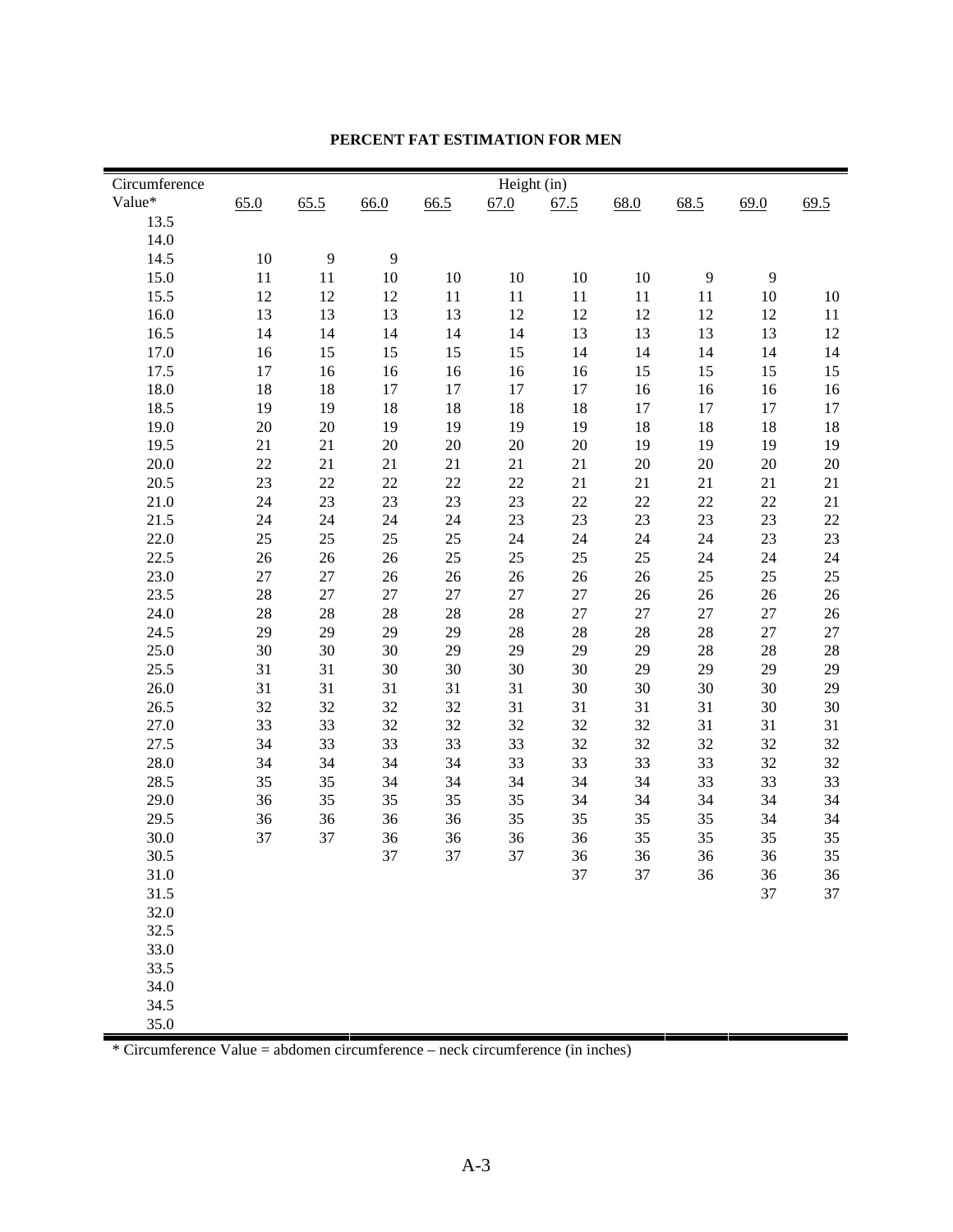**PERCENT FAT ESTIMATION FOR MEN**

| Circumference Value* | Height (in) | | | | | | | | | |
|---|---|---|---|---|---|---|---|---|---|---|
| | 65.0 | 65.5 | 66.0 | 66.5 | 67.0 | 67.5 | 68.0 | 68.5 | 69.0 | 69.5 |
| 13.5 | | | | | | | | | | |
| 14.0 | | | | | | | | | | |
| 14.5 | 10 | 9 | 9 | | | | | | | |
| 15.0 | 11 | 11 | 10 | 10 | 10 | 10 | 10 | 9 | 9 | |
| 15.5 | 12 | 12 | 12 | 11 | 11 | 11 | 11 | 11 | 10 | 10 |
| 16.0 | 13 | 13 | 13 | 13 | 12 | 12 | 12 | 12 | 12 | 11 |
| 16.5 | 14 | 14 | 14 | 14 | 14 | 13 | 13 | 13 | 13 | 12 |
| 17.0 | 16 | 15 | 15 | 15 | 15 | 14 | 14 | 14 | 14 | 14 |
| 17.5 | 17 | 16 | 16 | 16 | 16 | 16 | 15 | 15 | 15 | 15 |
| 18.0 | 18 | 18 | 17 | 17 | 17 | 17 | 16 | 16 | 16 | 16 |
| 18.5 | 19 | 19 | 18 | 18 | 18 | 18 | 17 | 17 | 17 | 17 |
| 19.0 | 20 | 20 | 19 | 19 | 19 | 19 | 18 | 18 | 18 | 18 |
| 19.5 | 21 | 21 | 20 | 20 | 20 | 20 | 19 | 19 | 19 | 19 |
| 20.0 | 22 | 21 | 21 | 21 | 21 | 21 | 20 | 20 | 20 | 20 |
| 20.5 | 23 | 22 | 22 | 22 | 22 | 21 | 21 | 21 | 21 | 21 |
| 21.0 | 24 | 23 | 23 | 23 | 23 | 22 | 22 | 22 | 22 | 21 |
| 21.5 | 24 | 24 | 24 | 24 | 23 | 23 | 23 | 23 | 23 | 22 |
| 22.0 | 25 | 25 | 25 | 25 | 24 | 24 | 24 | 24 | 23 | 23 |
| 22.5 | 26 | 26 | 26 | 25 | 25 | 25 | 25 | 24 | 24 | 24 |
| 23.0 | 27 | 27 | 26 | 26 | 26 | 26 | 26 | 25 | 25 | 25 |
| 23.5 | 28 | 27 | 27 | 27 | 27 | 27 | 26 | 26 | 26 | 26 |
| 24.0 | 28 | 28 | 28 | 28 | 28 | 27 | 27 | 27 | 27 | 26 |
| 24.5 | 29 | 29 | 29 | 29 | 28 | 28 | 28 | 28 | 27 | 27 |
| 25.0 | 30 | 30 | 30 | 29 | 29 | 29 | 29 | 28 | 28 | 28 |
| 25.5 | 31 | 31 | 30 | 30 | 30 | 30 | 29 | 29 | 29 | 29 |
| 26.0 | 31 | 31 | 31 | 31 | 31 | 30 | 30 | 30 | 30 | 29 |
| 26.5 | 32 | 32 | 32 | 32 | 31 | 31 | 31 | 31 | 30 | 30 |
| 27.0 | 33 | 33 | 32 | 32 | 32 | 32 | 32 | 31 | 31 | 31 |
| 27.5 | 34 | 33 | 33 | 33 | 33 | 32 | 32 | 32 | 32 | 32 |
| 28.0 | 34 | 34 | 34 | 34 | 33 | 33 | 33 | 33 | 32 | 32 |
| 28.5 | 35 | 35 | 34 | 34 | 34 | 34 | 34 | 33 | 33 | 33 |
| 29.0 | 36 | 35 | 35 | 35 | 35 | 34 | 34 | 34 | 34 | 34 |
| 29.5 | 36 | 36 | 36 | 36 | 35 | 35 | 35 | 35 | 34 | 34 |
| 30.0 | 37 | 37 | 36 | 36 | 36 | 36 | 35 | 35 | 35 | 35 |
| 30.5 | | | 37 | 37 | 37 | 36 | 36 | 36 | 36 | 35 |
| 31.0 | | | | | | 37 | 37 | 36 | 36 | 36 |
| 31.5 | | | | | | | | | 37 | 37 |
| 32.0 | | | | | | | | | | |
| 32.5 | | | | | | | | | | |
| 33.0 | | | | | | | | | | |
| 33.5 | | | | | | | | | | |
| 34.0 | | | | | | | | | | |
| 34.5 | | | | | | | | | | |
| 35.0 | | | | | | | | | | |

* Circumference Value = abdomen circumference – neck circumference (in inches)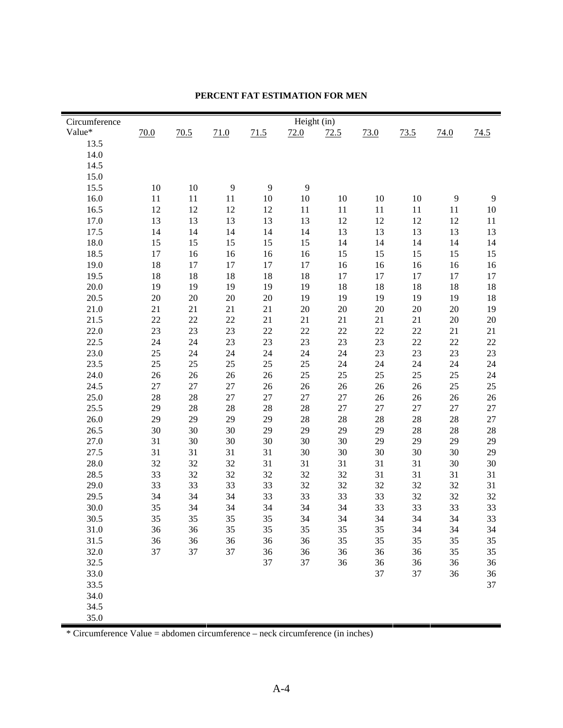**PERCENT FAT ESTIMATION FOR MEN**

| Circumference | Height (in) | | | | | | | | | |
|---|---|---|---|---|---|---|---|---|---|---|
| Value* | 70.0 | 70.5 | 71.0 | 71.5 | 72.0 | 72.5 | 73.0 | 73.5 | 74.0 | 74.5 |
| 13.5 | | | | | | | | | | |
| 14.0 | | | | | | | | | | |
| 14.5 | | | | | | | | | | |
| 15.0 | | | | | | | | | | |
| 15.5 | 10 | 10 | 9 | 9 | 9 | | | | | |
| 16.0 | 11 | 11 | 11 | 10 | 10 | 10 | 10 | 10 | 9 | 9 |
| 16.5 | 12 | 12 | 12 | 12 | 11 | 11 | 11 | 11 | 11 | 10 |
| 17.0 | 13 | 13 | 13 | 13 | 13 | 12 | 12 | 12 | 12 | 11 |
| 17.5 | 14 | 14 | 14 | 14 | 14 | 13 | 13 | 13 | 13 | 13 |
| 18.0 | 15 | 15 | 15 | 15 | 15 | 14 | 14 | 14 | 14 | 14 |
| 18.5 | 17 | 16 | 16 | 16 | 16 | 15 | 15 | 15 | 15 | 15 |
| 19.0 | 18 | 17 | 17 | 17 | 17 | 16 | 16 | 16 | 16 | 16 |
| 19.5 | 18 | 18 | 18 | 18 | 18 | 17 | 17 | 17 | 17 | 17 |
| 20.0 | 19 | 19 | 19 | 19 | 19 | 18 | 18 | 18 | 18 | 18 |
| 20.5 | 20 | 20 | 20 | 20 | 19 | 19 | 19 | 19 | 19 | 18 |
| 21.0 | 21 | 21 | 21 | 21 | 20 | 20 | 20 | 20 | 20 | 19 |
| 21.5 | 22 | 22 | 22 | 21 | 21 | 21 | 21 | 21 | 20 | 20 |
| 22.0 | 23 | 23 | 23 | 22 | 22 | 22 | 22 | 22 | 21 | 21 |
| 22.5 | 24 | 24 | 23 | 23 | 23 | 23 | 23 | 22 | 22 | 22 |
| 23.0 | 25 | 24 | 24 | 24 | 24 | 24 | 23 | 23 | 23 | 23 |
| 23.5 | 25 | 25 | 25 | 25 | 25 | 24 | 24 | 24 | 24 | 24 |
| 24.0 | 26 | 26 | 26 | 26 | 25 | 25 | 25 | 25 | 25 | 24 |
| 24.5 | 27 | 27 | 27 | 26 | 26 | 26 | 26 | 26 | 25 | 25 |
| 25.0 | 28 | 28 | 27 | 27 | 27 | 27 | 26 | 26 | 26 | 26 |
| 25.5 | 29 | 28 | 28 | 28 | 28 | 27 | 27 | 27 | 27 | 27 |
| 26.0 | 29 | 29 | 29 | 29 | 28 | 28 | 28 | 28 | 28 | 27 |
| 26.5 | 30 | 30 | 30 | 29 | 29 | 29 | 29 | 28 | 28 | 28 |
| 27.0 | 31 | 30 | 30 | 30 | 30 | 30 | 29 | 29 | 29 | 29 |
| 27.5 | 31 | 31 | 31 | 31 | 30 | 30 | 30 | 30 | 30 | 29 |
| 28.0 | 32 | 32 | 32 | 31 | 31 | 31 | 31 | 31 | 30 | 30 |
| 28.5 | 33 | 32 | 32 | 32 | 32 | 32 | 31 | 31 | 31 | 31 |
| 29.0 | 33 | 33 | 33 | 33 | 32 | 32 | 32 | 32 | 32 | 31 |
| 29.5 | 34 | 34 | 34 | 33 | 33 | 33 | 33 | 32 | 32 | 32 |
| 30.0 | 35 | 34 | 34 | 34 | 34 | 34 | 33 | 33 | 33 | 33 |
| 30.5 | 35 | 35 | 35 | 35 | 34 | 34 | 34 | 34 | 34 | 33 |
| 31.0 | 36 | 36 | 35 | 35 | 35 | 35 | 35 | 34 | 34 | 34 |
| 31.5 | 36 | 36 | 36 | 36 | 36 | 35 | 35 | 35 | 35 | 35 |
| 32.0 | 37 | 37 | 37 | 36 | 36 | 36 | 36 | 36 | 35 | 35 |
| 32.5 | | | | 37 | 37 | 36 | 36 | 36 | 36 | 36 |
| 33.0 | | | | | | | 37 | 37 | 36 | 36 |
| 33.5 | | | | | | | | | | 37 |
| 34.0 | | | | | | | | | | |
| 34.5 | | | | | | | | | | |
| 35.0 | | | | | | | | | | |

* Circumference Value = abdomen circumference – neck circumference (in inches)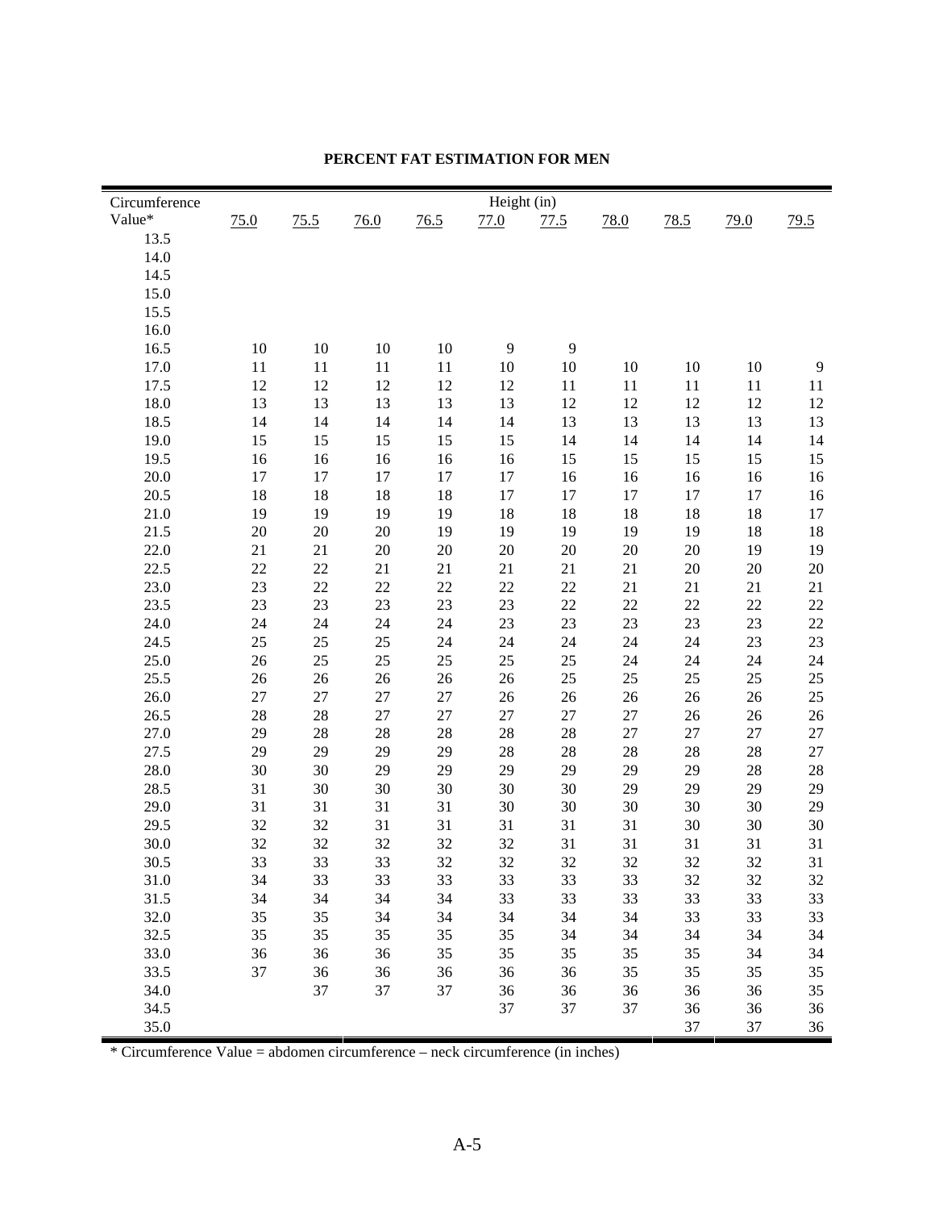**PERCENT FAT ESTIMATION FOR MEN**

| Circumference | Height (in) | | | | | | | | | |
|---|---|---|---|---|---|---|---|---|---|---|
| Value* | 75.0 | 75.5 | 76.0 | 76.5 | 77.0 | 77.5 | 78.0 | 78.5 | 79.0 | 79.5 |
| 13.5 | | | | | | | | | | |
| 14.0 | | | | | | | | | | |
| 14.5 | | | | | | | | | | |
| 15.0 | | | | | | | | | | |
| 15.5 | | | | | | | | | | |
| 16.0 | | | | | | | | | | |
| 16.5 | 10 | 10 | 10 | 10 | 9 | 9 | | | | |
| 17.0 | 11 | 11 | 11 | 11 | 10 | 10 | 10 | 10 | 10 | 9 |
| 17.5 | 12 | 12 | 12 | 12 | 12 | 11 | 11 | 11 | 11 | 11 |
| 18.0 | 13 | 13 | 13 | 13 | 13 | 12 | 12 | 12 | 12 | 12 |
| 18.5 | 14 | 14 | 14 | 14 | 14 | 13 | 13 | 13 | 13 | 13 |
| 19.0 | 15 | 15 | 15 | 15 | 15 | 14 | 14 | 14 | 14 | 14 |
| 19.5 | 16 | 16 | 16 | 16 | 16 | 15 | 15 | 15 | 15 | 15 |
| 20.0 | 17 | 17 | 17 | 17 | 17 | 16 | 16 | 16 | 16 | 16 |
| 20.5 | 18 | 18 | 18 | 18 | 17 | 17 | 17 | 17 | 17 | 16 |
| 21.0 | 19 | 19 | 19 | 19 | 18 | 18 | 18 | 18 | 18 | 17 |
| 21.5 | 20 | 20 | 20 | 19 | 19 | 19 | 19 | 19 | 18 | 18 |
| 22.0 | 21 | 21 | 20 | 20 | 20 | 20 | 20 | 20 | 19 | 19 |
| 22.5 | 22 | 22 | 21 | 21 | 21 | 21 | 21 | 20 | 20 | 20 |
| 23.0 | 23 | 22 | 22 | 22 | 22 | 22 | 21 | 21 | 21 | 21 |
| 23.5 | 23 | 23 | 23 | 23 | 23 | 22 | 22 | 22 | 22 | 22 |
| 24.0 | 24 | 24 | 24 | 24 | 23 | 23 | 23 | 23 | 23 | 22 |
| 24.5 | 25 | 25 | 25 | 24 | 24 | 24 | 24 | 24 | 23 | 23 |
| 25.0 | 26 | 25 | 25 | 25 | 25 | 25 | 24 | 24 | 24 | 24 |
| 25.5 | 26 | 26 | 26 | 26 | 26 | 25 | 25 | 25 | 25 | 25 |
| 26.0 | 27 | 27 | 27 | 27 | 26 | 26 | 26 | 26 | 26 | 25 |
| 26.5 | 28 | 28 | 27 | 27 | 27 | 27 | 27 | 26 | 26 | 26 |
| 27.0 | 29 | 28 | 28 | 28 | 28 | 28 | 27 | 27 | 27 | 27 |
| 27.5 | 29 | 29 | 29 | 29 | 28 | 28 | 28 | 28 | 28 | 27 |
| 28.0 | 30 | 30 | 29 | 29 | 29 | 29 | 29 | 29 | 28 | 28 |
| 28.5 | 31 | 30 | 30 | 30 | 30 | 30 | 29 | 29 | 29 | 29 |
| 29.0 | 31 | 31 | 31 | 31 | 30 | 30 | 30 | 30 | 30 | 29 |
| 29.5 | 32 | 32 | 31 | 31 | 31 | 31 | 31 | 30 | 30 | 30 |
| 30.0 | 32 | 32 | 32 | 32 | 32 | 31 | 31 | 31 | 31 | 31 |
| 30.5 | 33 | 33 | 33 | 32 | 32 | 32 | 32 | 32 | 32 | 31 |
| 31.0 | 34 | 33 | 33 | 33 | 33 | 33 | 33 | 32 | 32 | 32 |
| 31.5 | 34 | 34 | 34 | 34 | 33 | 33 | 33 | 33 | 33 | 33 |
| 32.0 | 35 | 35 | 34 | 34 | 34 | 34 | 34 | 33 | 33 | 33 |
| 32.5 | 35 | 35 | 35 | 35 | 35 | 34 | 34 | 34 | 34 | 34 |
| 33.0 | 36 | 36 | 36 | 35 | 35 | 35 | 35 | 35 | 34 | 34 |
| 33.5 | 37 | 36 | 36 | 36 | 36 | 36 | 35 | 35 | 35 | 35 |
| 34.0 | | 37 | 37 | 37 | 36 | 36 | 36 | 36 | 36 | 35 |
| 34.5 | | | | | 37 | 37 | 37 | 36 | 36 | 36 |
| 35.0 | | | | | | | | 37 | 37 | 36 |

\* Circumference Value = abdomen circumference – neck circumference (in inches)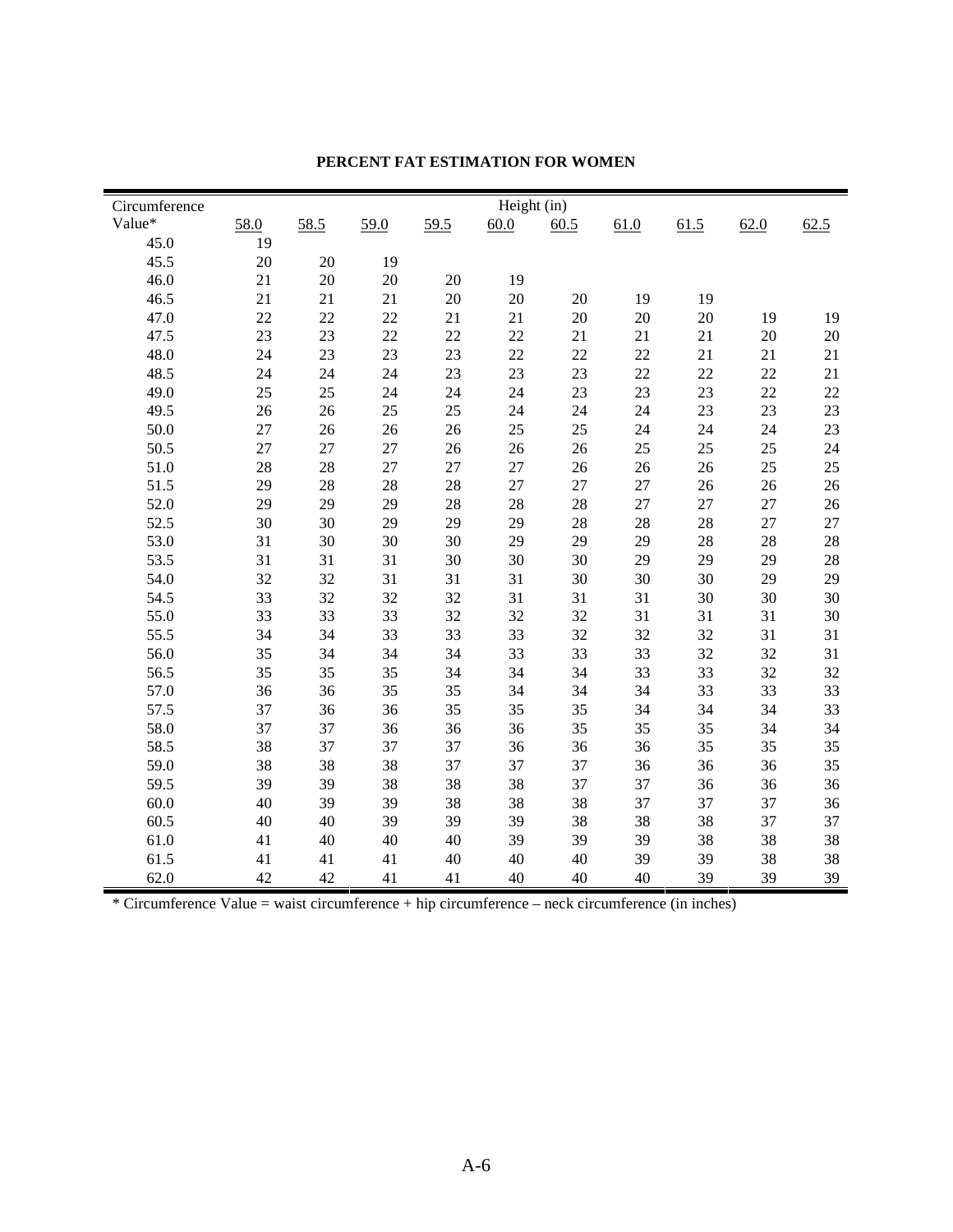**PERCENT FAT ESTIMATION FOR WOMEN**

| Circumference Value* | Height (in) | | | | | | | | | |
|---|---|---|---|---|---|---|---|---|---|---|
| | 58.0 | 58.5 | 59.0 | 59.5 | 60.0 | 60.5 | 61.0 | 61.5 | 62.0 | 62.5 |
| 45.0 | 19 | | | | | | | | | |
| 45.5 | 20 | 20 | 19 | | | | | | | |
| 46.0 | 21 | 20 | 20 | 20 | 19 | | | | | |
| 46.5 | 21 | 21 | 21 | 20 | 20 | 20 | 19 | 19 | | |
| 47.0 | 22 | 22 | 22 | 21 | 21 | 20 | 20 | 20 | 19 | 19 |
| 47.5 | 23 | 23 | 22 | 22 | 22 | 21 | 21 | 21 | 20 | 20 |
| 48.0 | 24 | 23 | 23 | 23 | 22 | 22 | 22 | 21 | 21 | 21 |
| 48.5 | 24 | 24 | 24 | 23 | 23 | 23 | 22 | 22 | 22 | 21 |
| 49.0 | 25 | 25 | 24 | 24 | 24 | 23 | 23 | 23 | 22 | 22 |
| 49.5 | 26 | 26 | 25 | 25 | 24 | 24 | 24 | 23 | 23 | 23 |
| 50.0 | 27 | 26 | 26 | 26 | 25 | 25 | 24 | 24 | 24 | 23 |
| 50.5 | 27 | 27 | 27 | 26 | 26 | 26 | 25 | 25 | 25 | 24 |
| 51.0 | 28 | 28 | 27 | 27 | 27 | 26 | 26 | 26 | 25 | 25 |
| 51.5 | 29 | 28 | 28 | 28 | 27 | 27 | 27 | 26 | 26 | 26 |
| 52.0 | 29 | 29 | 29 | 28 | 28 | 28 | 27 | 27 | 27 | 26 |
| 52.5 | 30 | 30 | 29 | 29 | 29 | 28 | 28 | 28 | 27 | 27 |
| 53.0 | 31 | 30 | 30 | 30 | 29 | 29 | 29 | 28 | 28 | 28 |
| 53.5 | 31 | 31 | 31 | 30 | 30 | 30 | 29 | 29 | 29 | 28 |
| 54.0 | 32 | 32 | 31 | 31 | 31 | 30 | 30 | 30 | 29 | 29 |
| 54.5 | 33 | 32 | 32 | 32 | 31 | 31 | 31 | 30 | 30 | 30 |
| 55.0 | 33 | 33 | 33 | 32 | 32 | 32 | 31 | 31 | 31 | 30 |
| 55.5 | 34 | 34 | 33 | 33 | 33 | 32 | 32 | 32 | 31 | 31 |
| 56.0 | 35 | 34 | 34 | 34 | 33 | 33 | 33 | 32 | 32 | 31 |
| 56.5 | 35 | 35 | 35 | 34 | 34 | 34 | 33 | 33 | 32 | 32 |
| 57.0 | 36 | 36 | 35 | 35 | 34 | 34 | 34 | 33 | 33 | 33 |
| 57.5 | 37 | 36 | 36 | 35 | 35 | 35 | 34 | 34 | 34 | 33 |
| 58.0 | 37 | 37 | 36 | 36 | 36 | 35 | 35 | 35 | 34 | 34 |
| 58.5 | 38 | 37 | 37 | 37 | 36 | 36 | 36 | 35 | 35 | 35 |
| 59.0 | 38 | 38 | 38 | 37 | 37 | 37 | 36 | 36 | 36 | 35 |
| 59.5 | 39 | 39 | 38 | 38 | 38 | 37 | 37 | 36 | 36 | 36 |
| 60.0 | 40 | 39 | 39 | 38 | 38 | 38 | 37 | 37 | 37 | 36 |
| 60.5 | 40 | 40 | 39 | 39 | 39 | 38 | 38 | 38 | 37 | 37 |
| 61.0 | 41 | 40 | 40 | 40 | 39 | 39 | 39 | 38 | 38 | 38 |
| 61.5 | 41 | 41 | 41 | 40 | 40 | 40 | 39 | 39 | 38 | 38 |
| 62.0 | 42 | 42 | 41 | 41 | 40 | 40 | 40 | 39 | 39 | 39 |

* Circumference Value = waist circumference + hip circumference – neck circumference (in inches)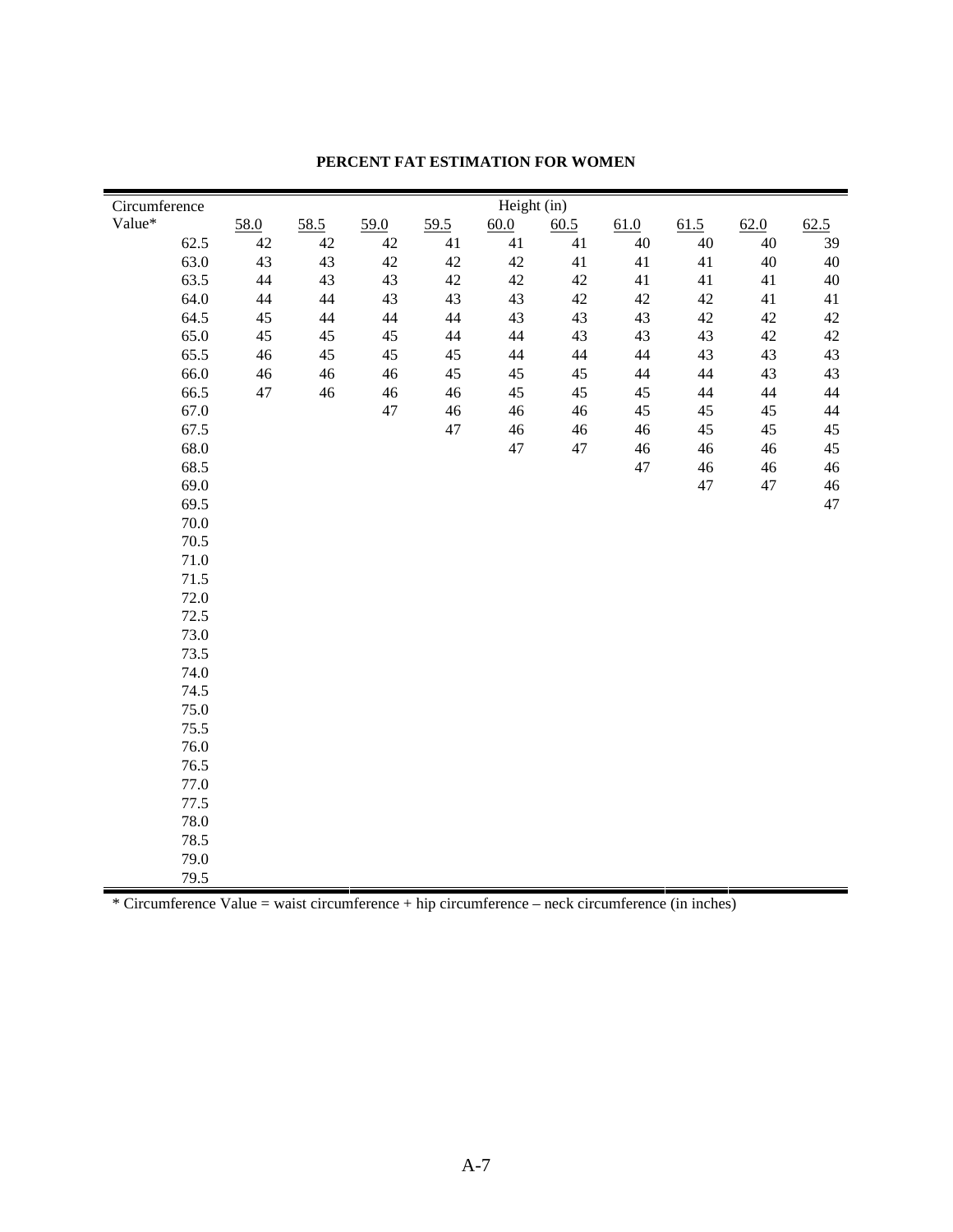**PERCENT FAT ESTIMATION FOR WOMEN**

| Circumference Value* | Height (in) | | | | | | | | | |
|---|---|---|---|---|---|---|---|---|---|---|
| | 58.0 | 58.5 | 59.0 | 59.5 | 60.0 | 60.5 | 61.0 | 61.5 | 62.0 | 62.5 |
| 62.5 | 42 | 42 | 42 | 41 | 41 | 41 | 40 | 40 | 40 | 39 |
| 63.0 | 43 | 43 | 42 | 42 | 42 | 41 | 41 | 41 | 40 | 40 |
| 63.5 | 44 | 43 | 43 | 42 | 42 | 42 | 41 | 41 | 41 | 40 |
| 64.0 | 44 | 44 | 43 | 43 | 43 | 42 | 42 | 42 | 41 | 41 |
| 64.5 | 45 | 44 | 44 | 44 | 43 | 43 | 43 | 42 | 42 | 42 |
| 65.0 | 45 | 45 | 45 | 44 | 44 | 43 | 43 | 43 | 42 | 42 |
| 65.5 | 46 | 45 | 45 | 45 | 44 | 44 | 44 | 43 | 43 | 43 |
| 66.0 | 46 | 46 | 46 | 45 | 45 | 45 | 44 | 44 | 43 | 43 |
| 66.5 | 47 | 46 | 46 | 46 | 45 | 45 | 45 | 44 | 44 | 44 |
| 67.0 | | | 47 | 46 | 46 | 46 | 45 | 45 | 45 | 44 |
| 67.5 | | | | 47 | 46 | 46 | 46 | 45 | 45 | 45 |
| 68.0 | | | | | 47 | 47 | 46 | 46 | 46 | 45 |
| 68.5 | | | | | | | 47 | 46 | 46 | 46 |
| 69.0 | | | | | | | | 47 | 47 | 46 |
| 69.5 | | | | | | | | | | 47 |
| 70.0 | | | | | | | | | | |
| 70.5 | | | | | | | | | | |
| 71.0 | | | | | | | | | | |
| 71.5 | | | | | | | | | | |
| 72.0 | | | | | | | | | | |
| 72.5 | | | | | | | | | | |
| 73.0 | | | | | | | | | | |
| 73.5 | | | | | | | | | | |
| 74.0 | | | | | | | | | | |
| 74.5 | | | | | | | | | | |
| 75.0 | | | | | | | | | | |
| 75.5 | | | | | | | | | | |
| 76.0 | | | | | | | | | | |
| 76.5 | | | | | | | | | | |
| 77.0 | | | | | | | | | | |
| 77.5 | | | | | | | | | | |
| 78.0 | | | | | | | | | | |
| 78.5 | | | | | | | | | | |
| 79.0 | | | | | | | | | | |
| 79.5 | | | | | | | | | | |

* Circumference Value = waist circumference + hip circumference – neck circumference (in inches)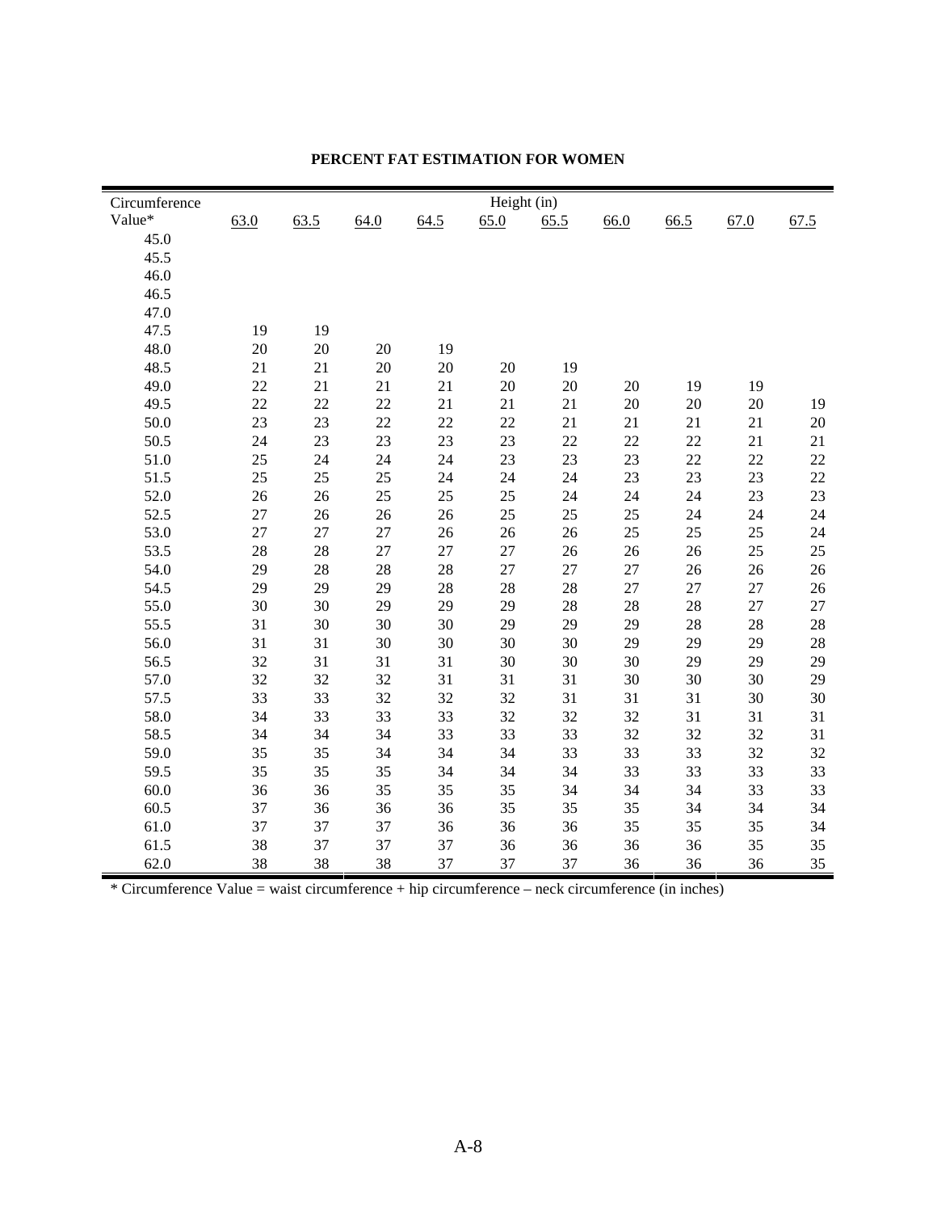**PERCENT FAT ESTIMATION FOR WOMEN**

| Circumference Value* | Height (in) | | | | | | | | | |
|---|---|---|---|---|---|---|---|---|---|---|
| | 63.0 | 63.5 | 64.0 | 64.5 | 65.0 | 65.5 | 66.0 | 66.5 | 67.0 | 67.5 |
| 45.0 | | | | | | | | | | |
| 45.5 | | | | | | | | | | |
| 46.0 | | | | | | | | | | |
| 46.5 | | | | | | | | | | |
| 47.0 | | | | | | | | | | |
| 47.5 | 19 | 19 | | | | | | | | |
| 48.0 | 20 | 20 | 20 | 19 | | | | | | |
| 48.5 | 21 | 21 | 20 | 20 | 20 | 19 | | | | |
| 49.0 | 22 | 21 | 21 | 21 | 20 | 20 | 20 | 19 | 19 | |
| 49.5 | 22 | 22 | 22 | 21 | 21 | 21 | 20 | 20 | 20 | 19 |
| 50.0 | 23 | 23 | 22 | 22 | 22 | 21 | 21 | 21 | 21 | 20 |
| 50.5 | 24 | 23 | 23 | 23 | 23 | 22 | 22 | 22 | 21 | 21 |
| 51.0 | 25 | 24 | 24 | 24 | 23 | 23 | 23 | 22 | 22 | 22 |
| 51.5 | 25 | 25 | 25 | 24 | 24 | 24 | 23 | 23 | 23 | 22 |
| 52.0 | 26 | 26 | 25 | 25 | 25 | 24 | 24 | 24 | 23 | 23 |
| 52.5 | 27 | 26 | 26 | 26 | 25 | 25 | 25 | 24 | 24 | 24 |
| 53.0 | 27 | 27 | 27 | 26 | 26 | 26 | 25 | 25 | 25 | 24 |
| 53.5 | 28 | 28 | 27 | 27 | 27 | 26 | 26 | 26 | 25 | 25 |
| 54.0 | 29 | 28 | 28 | 28 | 27 | 27 | 27 | 26 | 26 | 26 |
| 54.5 | 29 | 29 | 29 | 28 | 28 | 28 | 27 | 27 | 27 | 26 |
| 55.0 | 30 | 30 | 29 | 29 | 29 | 28 | 28 | 28 | 27 | 27 |
| 55.5 | 31 | 30 | 30 | 30 | 29 | 29 | 29 | 28 | 28 | 28 |
| 56.0 | 31 | 31 | 30 | 30 | 30 | 30 | 29 | 29 | 29 | 28 |
| 56.5 | 32 | 31 | 31 | 31 | 30 | 30 | 30 | 29 | 29 | 29 |
| 57.0 | 32 | 32 | 32 | 31 | 31 | 31 | 30 | 30 | 30 | 29 |
| 57.5 | 33 | 33 | 32 | 32 | 32 | 31 | 31 | 31 | 30 | 30 |
| 58.0 | 34 | 33 | 33 | 33 | 32 | 32 | 32 | 31 | 31 | 31 |
| 58.5 | 34 | 34 | 34 | 33 | 33 | 33 | 32 | 32 | 32 | 31 |
| 59.0 | 35 | 35 | 34 | 34 | 34 | 33 | 33 | 33 | 32 | 32 |
| 59.5 | 35 | 35 | 35 | 34 | 34 | 34 | 33 | 33 | 33 | 33 |
| 60.0 | 36 | 36 | 35 | 35 | 35 | 34 | 34 | 34 | 33 | 33 |
| 60.5 | 37 | 36 | 36 | 36 | 35 | 35 | 35 | 34 | 34 | 34 |
| 61.0 | 37 | 37 | 37 | 36 | 36 | 36 | 35 | 35 | 35 | 34 |
| 61.5 | 38 | 37 | 37 | 37 | 36 | 36 | 36 | 36 | 35 | 35 |
| 62.0 | 38 | 38 | 38 | 37 | 37 | 37 | 36 | 36 | 36 | 35 |

* Circumference Value = waist circumference + hip circumference – neck circumference (in inches)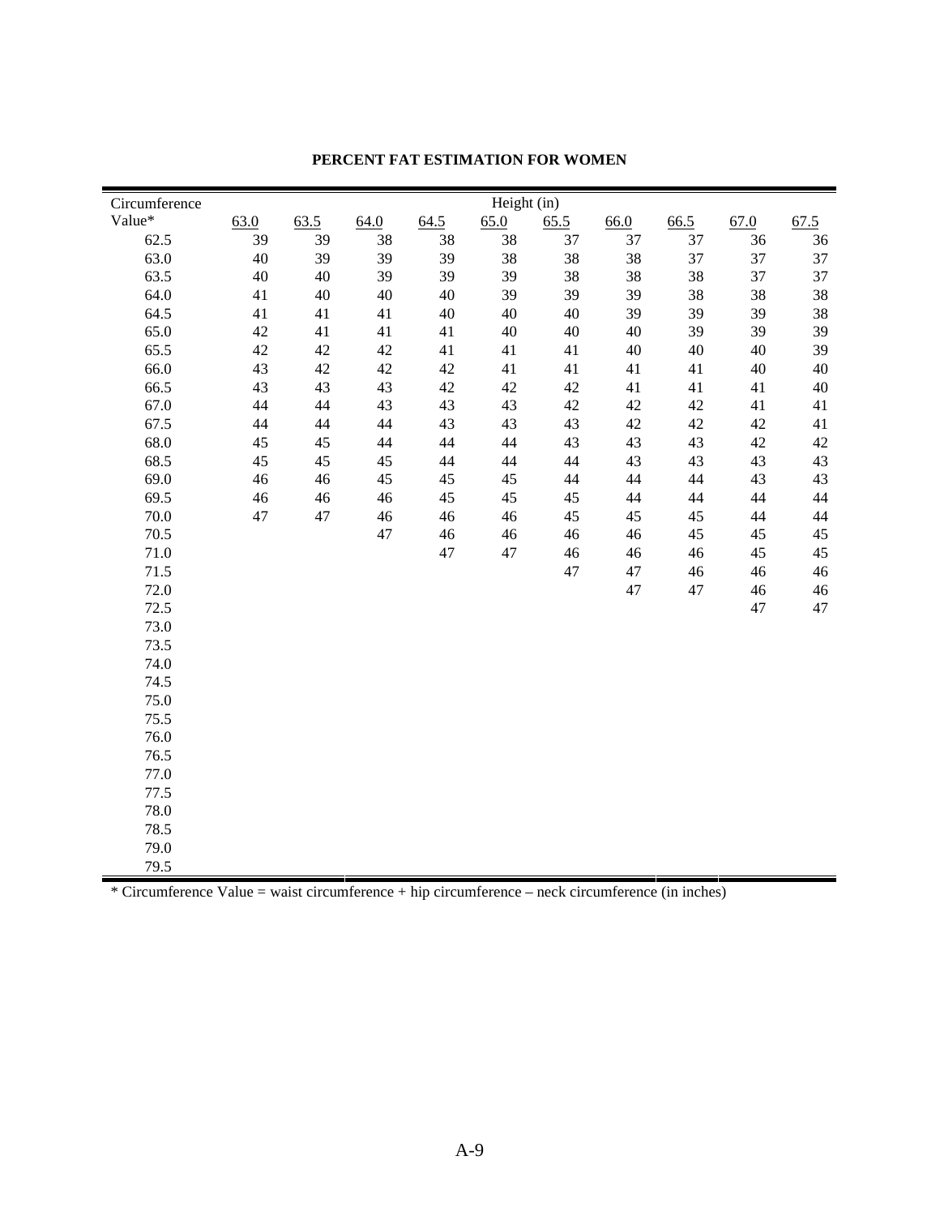**PERCENT FAT ESTIMATION FOR WOMEN**

| Circumference Value* | Height (in) | | | | | | | | | |
|---|---|---|---|---|---|---|---|---|---|---|
| | 63.0 | 63.5 | 64.0 | 64.5 | 65.0 | 65.5 | 66.0 | 66.5 | 67.0 | 67.5 |
| 62.5 | 39 | 39 | 38 | 38 | 38 | 37 | 37 | 37 | 36 | 36 |
| 63.0 | 40 | 39 | 39 | 39 | 38 | 38 | 38 | 37 | 37 | 37 |
| 63.5 | 40 | 40 | 39 | 39 | 39 | 38 | 38 | 38 | 37 | 37 |
| 64.0 | 41 | 40 | 40 | 40 | 39 | 39 | 39 | 38 | 38 | 38 |
| 64.5 | 41 | 41 | 41 | 40 | 40 | 40 | 39 | 39 | 39 | 38 |
| 65.0 | 42 | 41 | 41 | 41 | 40 | 40 | 40 | 39 | 39 | 39 |
| 65.5 | 42 | 42 | 42 | 41 | 41 | 41 | 40 | 40 | 40 | 39 |
| 66.0 | 43 | 42 | 42 | 42 | 41 | 41 | 41 | 41 | 40 | 40 |
| 66.5 | 43 | 43 | 43 | 42 | 42 | 42 | 41 | 41 | 41 | 40 |
| 67.0 | 44 | 44 | 43 | 43 | 43 | 42 | 42 | 42 | 41 | 41 |
| 67.5 | 44 | 44 | 44 | 43 | 43 | 43 | 42 | 42 | 42 | 41 |
| 68.0 | 45 | 45 | 44 | 44 | 44 | 43 | 43 | 43 | 42 | 42 |
| 68.5 | 45 | 45 | 45 | 44 | 44 | 44 | 43 | 43 | 43 | 43 |
| 69.0 | 46 | 46 | 45 | 45 | 45 | 44 | 44 | 44 | 43 | 43 |
| 69.5 | 46 | 46 | 46 | 45 | 45 | 45 | 44 | 44 | 44 | 44 |
| 70.0 | 47 | 47 | 46 | 46 | 46 | 45 | 45 | 45 | 44 | 44 |
| 70.5 | | | 47 | 46 | 46 | 46 | 46 | 45 | 45 | 45 |
| 71.0 | | | | 47 | 47 | 46 | 46 | 46 | 45 | 45 |
| 71.5 | | | | | | 47 | 47 | 46 | 46 | 46 |
| 72.0 | | | | | | | 47 | 47 | 46 | 46 |
| 72.5 | | | | | | | | | 47 | 47 |
| 73.0 | | | | | | | | | | |
| 73.5 | | | | | | | | | | |
| 74.0 | | | | | | | | | | |
| 74.5 | | | | | | | | | | |
| 75.0 | | | | | | | | | | |
| 75.5 | | | | | | | | | | |
| 76.0 | | | | | | | | | | |
| 76.5 | | | | | | | | | | |
| 77.0 | | | | | | | | | | |
| 77.5 | | | | | | | | | | |
| 78.0 | | | | | | | | | | |
| 78.5 | | | | | | | | | | |
| 79.0 | | | | | | | | | | |
| 79.5 | | | | | | | | | | |

* Circumference Value = waist circumference + hip circumference – neck circumference (in inches)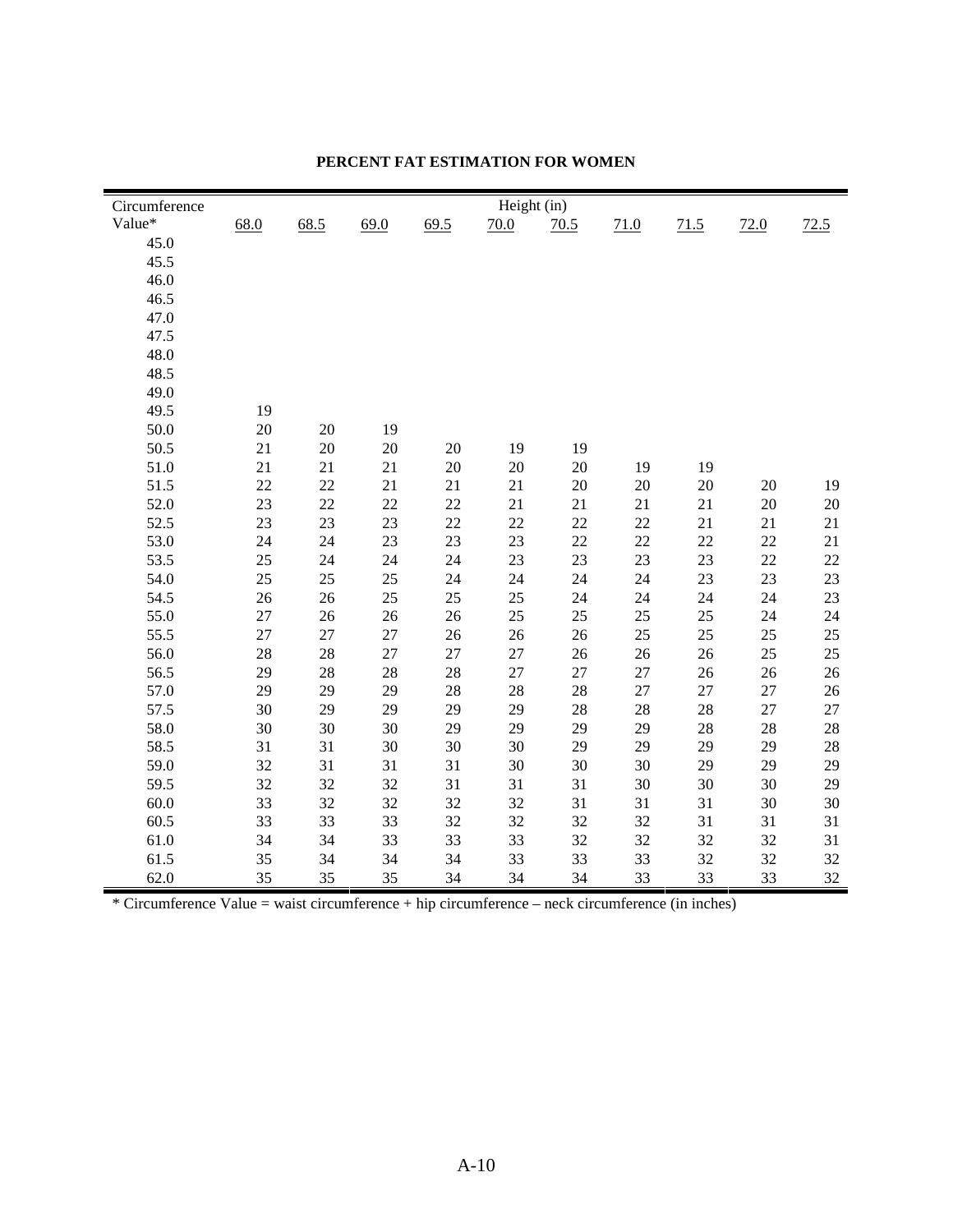**PERCENT FAT ESTIMATION FOR WOMEN**

| Circumference Value* | Height (in) | | | | | | | | | |
|---|---|---|---|---|---|---|---|---|---|---|
| | 68.0 | 68.5 | 69.0 | 69.5 | 70.0 | 70.5 | 71.0 | 71.5 | 72.0 | 72.5 |
| 45.0 | | | | | | | | | | |
| 45.5 | | | | | | | | | | |
| 46.0 | | | | | | | | | | |
| 46.5 | | | | | | | | | | |
| 47.0 | | | | | | | | | | |
| 47.5 | | | | | | | | | | |
| 48.0 | | | | | | | | | | |
| 48.5 | | | | | | | | | | |
| 49.0 | | | | | | | | | | |
| 49.5 | 19 | | | | | | | | | |
| 50.0 | 20 | 20 | 19 | | | | | | | |
| 50.5 | 21 | 20 | 20 | 20 | 19 | 19 | | | | |
| 51.0 | 21 | 21 | 21 | 20 | 20 | 20 | 19 | 19 | | |
| 51.5 | 22 | 22 | 21 | 21 | 21 | 20 | 20 | 20 | 20 | 19 |
| 52.0 | 23 | 22 | 22 | 22 | 21 | 21 | 21 | 21 | 20 | 20 |
| 52.5 | 23 | 23 | 23 | 22 | 22 | 22 | 22 | 21 | 21 | 21 |
| 53.0 | 24 | 24 | 23 | 23 | 23 | 22 | 22 | 22 | 22 | 21 |
| 53.5 | 25 | 24 | 24 | 24 | 23 | 23 | 23 | 23 | 22 | 22 |
| 54.0 | 25 | 25 | 25 | 24 | 24 | 24 | 24 | 23 | 23 | 23 |
| 54.5 | 26 | 26 | 25 | 25 | 25 | 24 | 24 | 24 | 24 | 23 |
| 55.0 | 27 | 26 | 26 | 26 | 25 | 25 | 25 | 25 | 24 | 24 |
| 55.5 | 27 | 27 | 27 | 26 | 26 | 26 | 25 | 25 | 25 | 25 |
| 56.0 | 28 | 28 | 27 | 27 | 27 | 26 | 26 | 26 | 25 | 25 |
| 56.5 | 29 | 28 | 28 | 28 | 27 | 27 | 27 | 26 | 26 | 26 |
| 57.0 | 29 | 29 | 29 | 28 | 28 | 28 | 27 | 27 | 27 | 26 |
| 57.5 | 30 | 29 | 29 | 29 | 29 | 28 | 28 | 28 | 27 | 27 |
| 58.0 | 30 | 30 | 30 | 29 | 29 | 29 | 29 | 28 | 28 | 28 |
| 58.5 | 31 | 31 | 30 | 30 | 30 | 29 | 29 | 29 | 29 | 28 |
| 59.0 | 32 | 31 | 31 | 31 | 30 | 30 | 30 | 29 | 29 | 29 |
| 59.5 | 32 | 32 | 32 | 31 | 31 | 31 | 30 | 30 | 30 | 29 |
| 60.0 | 33 | 32 | 32 | 32 | 32 | 31 | 31 | 31 | 30 | 30 |
| 60.5 | 33 | 33 | 33 | 32 | 32 | 32 | 32 | 31 | 31 | 31 |
| 61.0 | 34 | 34 | 33 | 33 | 33 | 32 | 32 | 32 | 32 | 31 |
| 61.5 | 35 | 34 | 34 | 34 | 33 | 33 | 33 | 32 | 32 | 32 |
| 62.0 | 35 | 35 | 35 | 34 | 34 | 34 | 33 | 33 | 33 | 32 |

\* Circumference Value = waist circumference + hip circumference – neck circumference (in inches)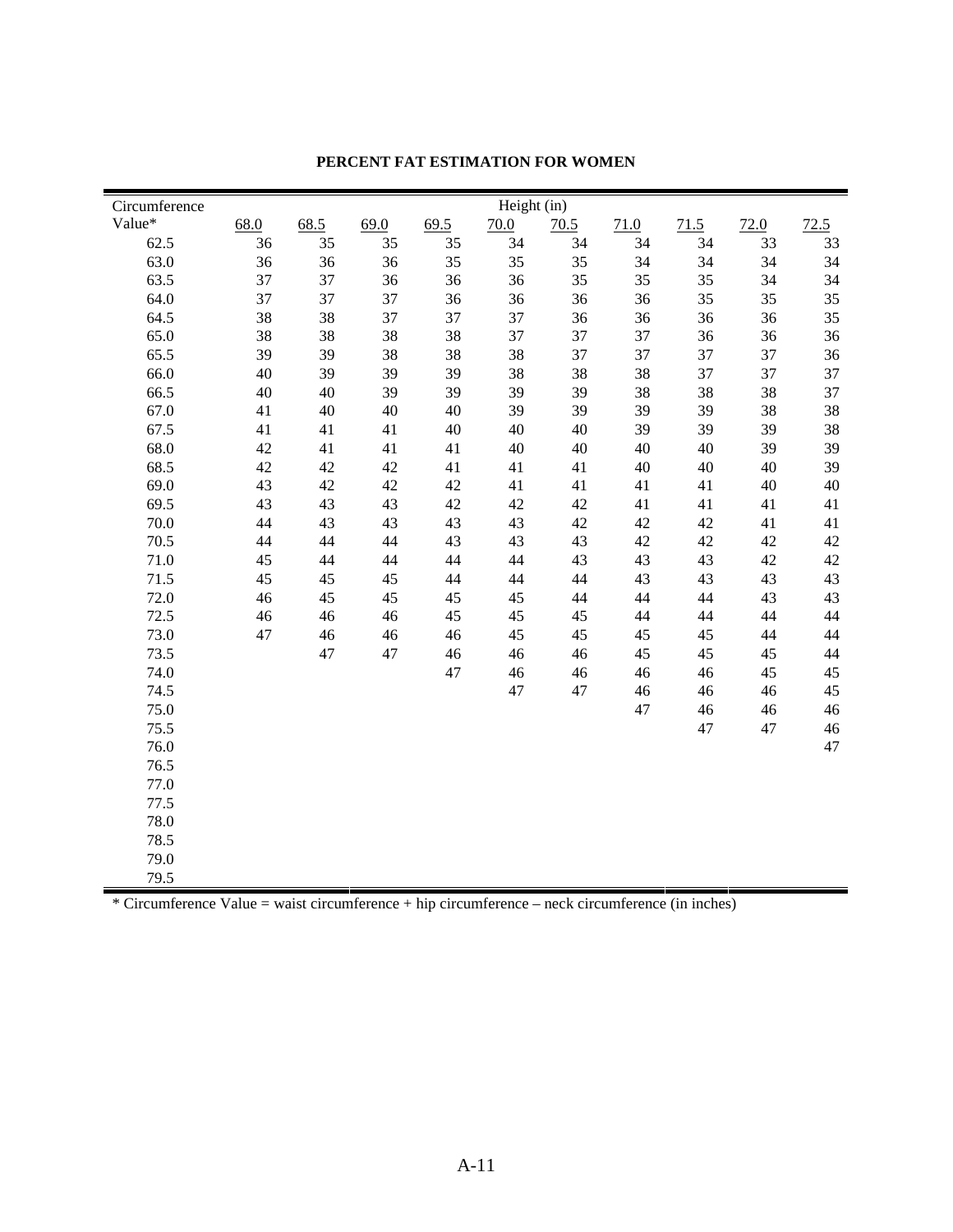**PERCENT FAT ESTIMATION FOR WOMEN**

| Circumference Value* | Height (in) 68.0 | 68.5 | 69.0 | 69.5 | 70.0 | 70.5 | 71.0 | 71.5 | 72.0 | 72.5 |
|---|---|---|---|---|---|---|---|---|---|---|
| 62.5 | 36 | 35 | 35 | 35 | 34 | 34 | 34 | 34 | 33 | 33 |
| 63.0 | 36 | 36 | 36 | 35 | 35 | 35 | 34 | 34 | 34 | 34 |
| 63.5 | 37 | 37 | 36 | 36 | 36 | 35 | 35 | 35 | 34 | 34 |
| 64.0 | 37 | 37 | 37 | 36 | 36 | 36 | 36 | 35 | 35 | 35 |
| 64.5 | 38 | 38 | 37 | 37 | 37 | 36 | 36 | 36 | 36 | 35 |
| 65.0 | 38 | 38 | 38 | 38 | 37 | 37 | 37 | 36 | 36 | 36 |
| 65.5 | 39 | 39 | 38 | 38 | 38 | 37 | 37 | 37 | 37 | 36 |
| 66.0 | 40 | 39 | 39 | 39 | 38 | 38 | 38 | 37 | 37 | 37 |
| 66.5 | 40 | 40 | 39 | 39 | 39 | 39 | 38 | 38 | 38 | 37 |
| 67.0 | 41 | 40 | 40 | 40 | 39 | 39 | 39 | 39 | 38 | 38 |
| 67.5 | 41 | 41 | 41 | 40 | 40 | 40 | 39 | 39 | 39 | 38 |
| 68.0 | 42 | 41 | 41 | 41 | 40 | 40 | 40 | 40 | 39 | 39 |
| 68.5 | 42 | 42 | 42 | 41 | 41 | 41 | 40 | 40 | 40 | 39 |
| 69.0 | 43 | 42 | 42 | 42 | 41 | 41 | 41 | 41 | 40 | 40 |
| 69.5 | 43 | 43 | 43 | 42 | 42 | 42 | 41 | 41 | 41 | 41 |
| 70.0 | 44 | 43 | 43 | 43 | 43 | 42 | 42 | 42 | 41 | 41 |
| 70.5 | 44 | 44 | 44 | 43 | 43 | 43 | 42 | 42 | 42 | 42 |
| 71.0 | 45 | 44 | 44 | 44 | 44 | 43 | 43 | 43 | 42 | 42 |
| 71.5 | 45 | 45 | 45 | 44 | 44 | 44 | 43 | 43 | 43 | 43 |
| 72.0 | 46 | 45 | 45 | 45 | 45 | 44 | 44 | 44 | 43 | 43 |
| 72.5 | 46 | 46 | 46 | 45 | 45 | 45 | 44 | 44 | 44 | 44 |
| 73.0 | 47 | 46 | 46 | 46 | 45 | 45 | 45 | 45 | 44 | 44 |
| 73.5 | | 47 | 47 | 46 | 46 | 46 | 45 | 45 | 45 | 44 |
| 74.0 | | | | 47 | 46 | 46 | 46 | 46 | 45 | 45 |
| 74.5 | | | | | 47 | 47 | 46 | 46 | 46 | 45 |
| 75.0 | | | | | | | 47 | 46 | 46 | 46 |
| 75.5 | | | | | | | | 47 | 47 | 46 |
| 76.0 | | | | | | | | | | 47 |
| 76.5 | | | | | | | | | | |
| 77.0 | | | | | | | | | | |
| 77.5 | | | | | | | | | | |
| 78.0 | | | | | | | | | | |
| 78.5 | | | | | | | | | | |
| 79.0 | | | | | | | | | | |
| 79.5 | | | | | | | | | | |

* Circumference Value = waist circumference + hip circumference – neck circumference (in inches)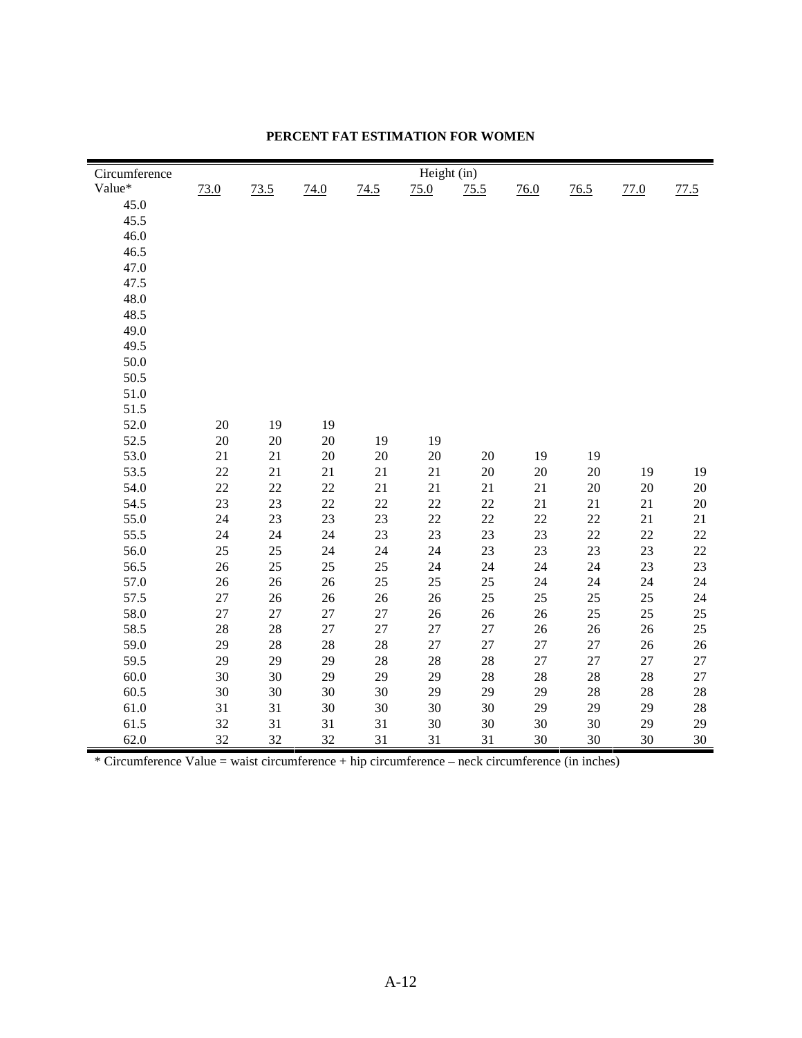**PERCENT FAT ESTIMATION FOR WOMEN**

| Circumference Value* | Height (in) 73.0 | 73.5 | 74.0 | 74.5 | 75.0 | 75.5 | 76.0 | 76.5 | 77.0 | 77.5 |
|---|---|---|---|---|---|---|---|---|---|---|
| 45.0 | | | | | | | | | | |
| 45.5 | | | | | | | | | | |
| 46.0 | | | | | | | | | | |
| 46.5 | | | | | | | | | | |
| 47.0 | | | | | | | | | | |
| 47.5 | | | | | | | | | | |
| 48.0 | | | | | | | | | | |
| 48.5 | | | | | | | | | | |
| 49.0 | | | | | | | | | | |
| 49.5 | | | | | | | | | | |
| 50.0 | | | | | | | | | | |
| 50.5 | | | | | | | | | | |
| 51.0 | | | | | | | | | | |
| 51.5 | | | | | | | | | | |
| 52.0 | 20 | 19 | 19 | | | | | | | |
| 52.5 | 20 | 20 | 20 | 19 | 19 | | | | | |
| 53.0 | 21 | 21 | 20 | 20 | 20 | 20 | 19 | 19 | | |
| 53.5 | 22 | 21 | 21 | 21 | 21 | 20 | 20 | 20 | 19 | 19 |
| 54.0 | 22 | 22 | 22 | 21 | 21 | 21 | 21 | 20 | 20 | 20 |
| 54.5 | 23 | 23 | 22 | 22 | 22 | 22 | 21 | 21 | 21 | 20 |
| 55.0 | 24 | 23 | 23 | 23 | 22 | 22 | 22 | 22 | 21 | 21 |
| 55.5 | 24 | 24 | 24 | 23 | 23 | 23 | 23 | 22 | 22 | 22 |
| 56.0 | 25 | 25 | 24 | 24 | 24 | 23 | 23 | 23 | 23 | 22 |
| 56.5 | 26 | 25 | 25 | 25 | 24 | 24 | 24 | 24 | 23 | 23 |
| 57.0 | 26 | 26 | 26 | 25 | 25 | 25 | 24 | 24 | 24 | 24 |
| 57.5 | 27 | 26 | 26 | 26 | 26 | 25 | 25 | 25 | 25 | 24 |
| 58.0 | 27 | 27 | 27 | 27 | 26 | 26 | 26 | 25 | 25 | 25 |
| 58.5 | 28 | 28 | 27 | 27 | 27 | 27 | 26 | 26 | 26 | 25 |
| 59.0 | 29 | 28 | 28 | 28 | 27 | 27 | 27 | 27 | 26 | 26 |
| 59.5 | 29 | 29 | 29 | 28 | 28 | 28 | 28 | 27 | 27 | 27 |
| 60.0 | 30 | 30 | 29 | 29 | 29 | 28 | 28 | 28 | 28 | 27 |
| 60.5 | 30 | 30 | 30 | 30 | 29 | 29 | 29 | 28 | 28 | 28 |
| 61.0 | 31 | 31 | 30 | 30 | 30 | 30 | 29 | 29 | 29 | 28 |
| 61.5 | 32 | 31 | 31 | 31 | 30 | 30 | 30 | 30 | 29 | 29 |
| 62.0 | 32 | 32 | 32 | 31 | 31 | 31 | 30 | 30 | 30 | 30 |

* Circumference Value = waist circumference + hip circumference – neck circumference (in inches)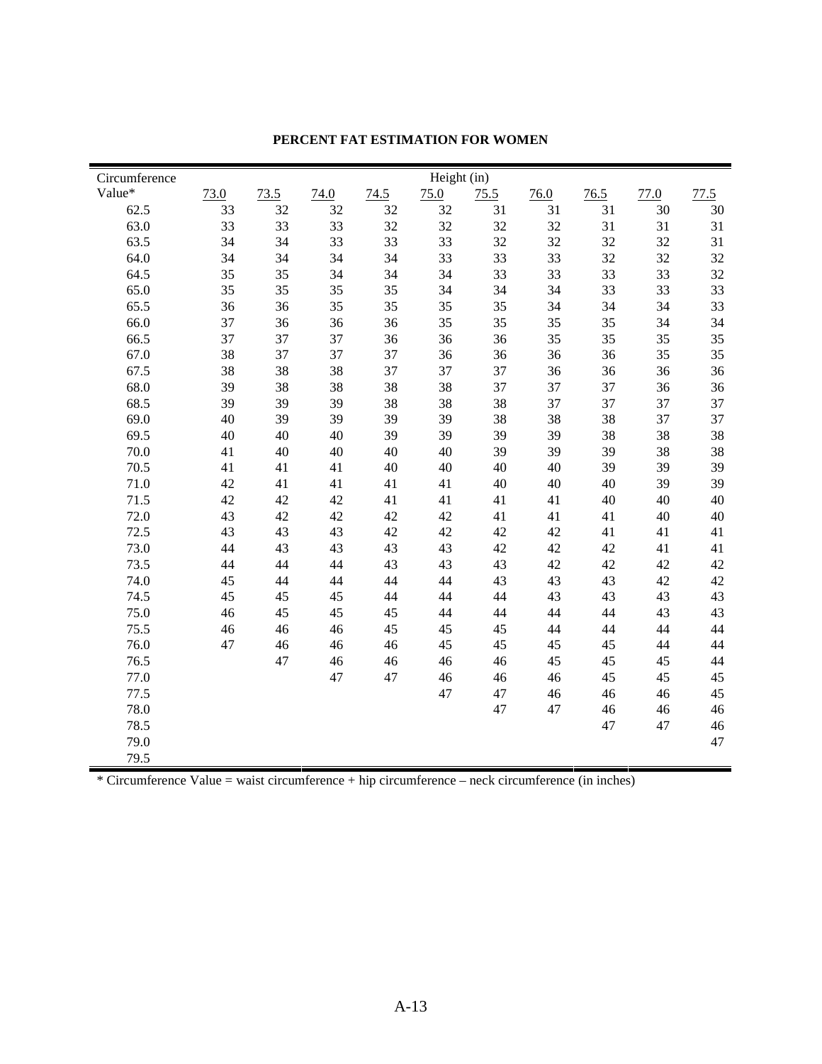**PERCENT FAT ESTIMATION FOR WOMEN**

| Circumference Value* | Height (in) | | | | | | | | | |
|---|---|---|---|---|---|---|---|---|---|---|
| | 73.0 | 73.5 | 74.0 | 74.5 | 75.0 | 75.5 | 76.0 | 76.5 | 77.0 | 77.5 |
| 62.5 | 33 | 32 | 32 | 32 | 32 | 31 | 31 | 31 | 30 | 30 |
| 63.0 | 33 | 33 | 33 | 32 | 32 | 32 | 32 | 31 | 31 | 31 |
| 63.5 | 34 | 34 | 33 | 33 | 33 | 32 | 32 | 32 | 32 | 31 |
| 64.0 | 34 | 34 | 34 | 34 | 33 | 33 | 33 | 32 | 32 | 32 |
| 64.5 | 35 | 35 | 34 | 34 | 34 | 33 | 33 | 33 | 33 | 32 |
| 65.0 | 35 | 35 | 35 | 35 | 34 | 34 | 34 | 33 | 33 | 33 |
| 65.5 | 36 | 36 | 35 | 35 | 35 | 35 | 34 | 34 | 34 | 33 |
| 66.0 | 37 | 36 | 36 | 36 | 35 | 35 | 35 | 35 | 34 | 34 |
| 66.5 | 37 | 37 | 37 | 36 | 36 | 36 | 35 | 35 | 35 | 35 |
| 67.0 | 38 | 37 | 37 | 37 | 36 | 36 | 36 | 36 | 35 | 35 |
| 67.5 | 38 | 38 | 38 | 37 | 37 | 37 | 36 | 36 | 36 | 36 |
| 68.0 | 39 | 38 | 38 | 38 | 38 | 37 | 37 | 37 | 36 | 36 |
| 68.5 | 39 | 39 | 39 | 38 | 38 | 38 | 37 | 37 | 37 | 37 |
| 69.0 | 40 | 39 | 39 | 39 | 39 | 38 | 38 | 38 | 37 | 37 |
| 69.5 | 40 | 40 | 40 | 39 | 39 | 39 | 39 | 38 | 38 | 38 |
| 70.0 | 41 | 40 | 40 | 40 | 40 | 39 | 39 | 39 | 38 | 38 |
| 70.5 | 41 | 41 | 41 | 40 | 40 | 40 | 40 | 39 | 39 | 39 |
| 71.0 | 42 | 41 | 41 | 41 | 41 | 40 | 40 | 40 | 39 | 39 |
| 71.5 | 42 | 42 | 42 | 41 | 41 | 41 | 41 | 40 | 40 | 40 |
| 72.0 | 43 | 42 | 42 | 42 | 42 | 41 | 41 | 41 | 40 | 40 |
| 72.5 | 43 | 43 | 43 | 42 | 42 | 42 | 42 | 41 | 41 | 41 |
| 73.0 | 44 | 43 | 43 | 43 | 43 | 42 | 42 | 42 | 41 | 41 |
| 73.5 | 44 | 44 | 44 | 43 | 43 | 43 | 42 | 42 | 42 | 42 |
| 74.0 | 45 | 44 | 44 | 44 | 44 | 43 | 43 | 43 | 42 | 42 |
| 74.5 | 45 | 45 | 45 | 44 | 44 | 44 | 43 | 43 | 43 | 43 |
| 75.0 | 46 | 45 | 45 | 45 | 44 | 44 | 44 | 44 | 43 | 43 |
| 75.5 | 46 | 46 | 46 | 45 | 45 | 45 | 44 | 44 | 44 | 44 |
| 76.0 | 47 | 46 | 46 | 46 | 45 | 45 | 45 | 45 | 44 | 44 |
| 76.5 | | 47 | 46 | 46 | 46 | 46 | 45 | 45 | 45 | 44 |
| 77.0 | | | 47 | 47 | 46 | 46 | 46 | 45 | 45 | 45 |
| 77.5 | | | | | 47 | 47 | 46 | 46 | 46 | 45 |
| 78.0 | | | | | | 47 | 47 | 46 | 46 | 46 |
| 78.5 | | | | | | | | 47 | 47 | 46 |
| 79.0 | | | | | | | | | | 47 |
| 79.5 | | | | | | | | | | |

* Circumference Value = waist circumference + hip circumference – neck circumference (in inches)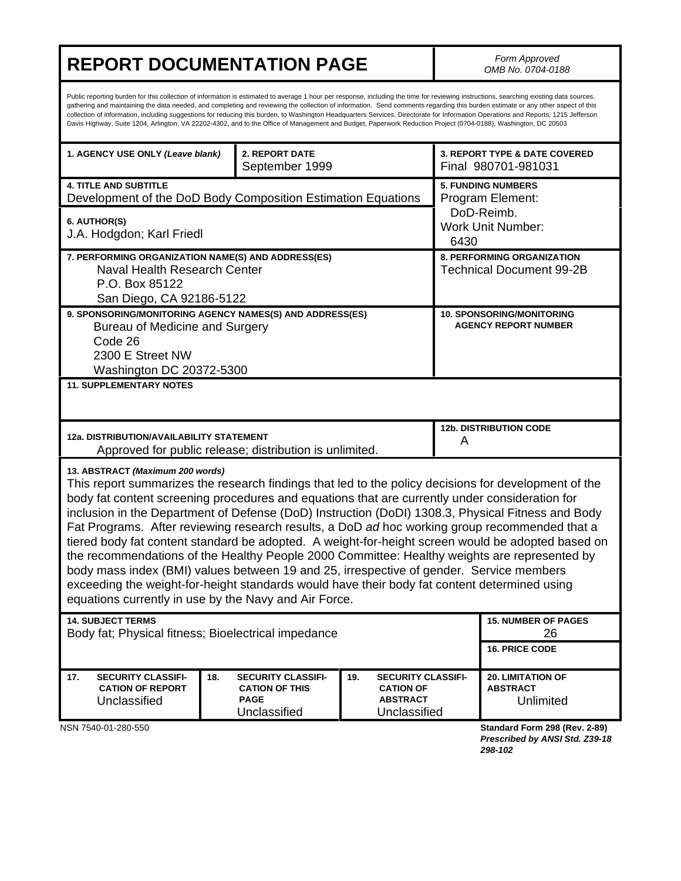# REPORT DOCUMENTATION PAGE

*Form Approved*
*OMB No. 0704-0188*

Public reporting burden for this collection of information is estimated to average 1 hour per response, including the time for reviewing instructions, searching existing data sources, gathering and maintaining the data needed, and completing and reviewing the collection of information. Send comments regarding this burden estimate or any other aspect of this collection of information, including suggestions for reducing this burden, to Washington Headquarters Services, Directorate for Information Operations and Reports, 1215 Jefferson Davis Highway, Suite 1204, Arlington, VA 22202-4302, and to the Office of Management and Budget, Paperwork Reduction Project (0704-0188), Washington, DC 20503

**1. AGENCY USE ONLY** ***(Leave blank)***

**2. REPORT DATE**
September 1999

**3. REPORT TYPE & DATE COVERED**
Final 980701-981031

**4. TITLE AND SUBTITLE**
Development of the DoD Body Composition Estimation Equations

**5. FUNDING NUMBERS**
Program Element:
DoD-Reimb.
Work Unit Number:
6430

**6. AUTHOR(S)**
J.A. Hodgdon; Karl Friedl

**7. PERFORMING ORGANIZATION NAME(S) AND ADDRESS(ES)**
Naval Health Research Center
P.O. Box 85122
San Diego, CA 92186-5122

**8. PERFORMING ORGANIZATION**
Technical Document 99-2B

**9. SPONSORING/MONITORING AGENCY NAMES(S) AND ADDRESS(ES)**
Bureau of Medicine and Surgery
Code 26
2300 E Street NW
Washington DC 20372-5300

**10. SPONSORING/MONITORING AGENCY REPORT NUMBER**

**11. SUPPLEMENTARY NOTES**

**12a. DISTRIBUTION/AVAILABILITY STATEMENT**
Approved for public release; distribution is unlimited.

**12b. DISTRIBUTION CODE**
A

**13. ABSTRACT** ***(Maximum 200 words)***

This report summarizes the research findings that led to the policy decisions for development of the body fat content screening procedures and equations that are currently under consideration for inclusion in the Department of Defense (DoD) Instruction (DoDI) 1308.3, Physical Fitness and Body Fat Programs. After reviewing research results, a DoD *ad* hoc working group recommended that a tiered body fat content standard be adopted. A weight-for-height screen would be adopted based on the recommendations of the Healthy People 2000 Committee: Healthy weights are represented by body mass index (BMI) values between 19 and 25, irrespective of gender. Service members exceeding the weight-for-height standards would have their body fat content determined using equations currently in use by the Navy and Air Force.

**14. SUBJECT TERMS**
Body fat; Physical fitness; Bioelectrical impedance

**15. NUMBER OF PAGES**
26

**16. PRICE CODE**

| 17. SECURITY CLASSIFICATION OF REPORT | 18. SECURITY CLASSIFICATION OF THIS PAGE | 19. SECURITY CLASSIFICATION OF ABSTRACT | 20. LIMITATION OF ABSTRACT |
|---|---|---|---|
| Unclassified | Unclassified | Unclassified | Unlimited |

NSN 7540-01-280-550

**Standard Form 298 (Rev. 2-89)**
***Prescribed by ANSI Std. Z39-18***
***298-102***